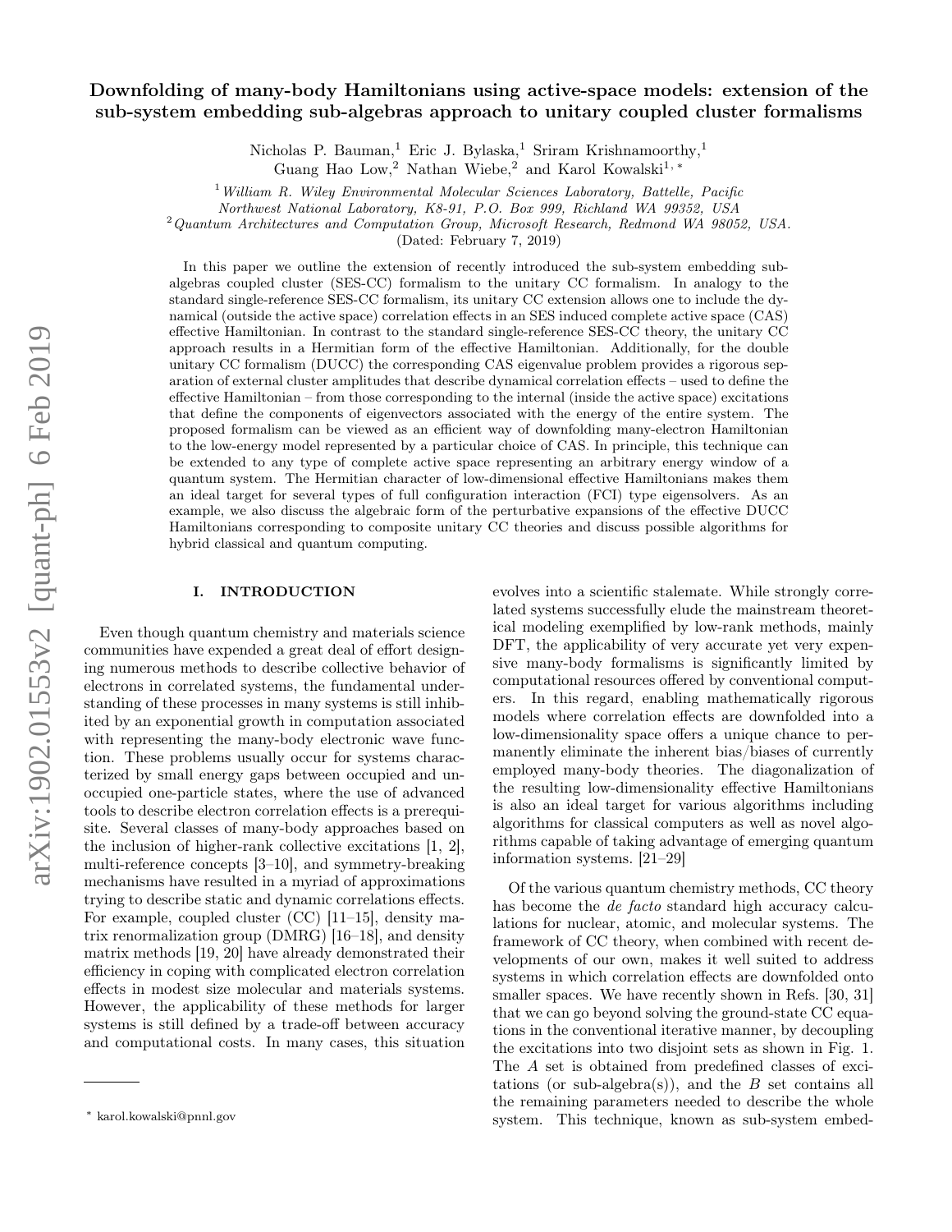# Downfolding of many-body Hamiltonians using active-space models: extension of the sub-system embedding sub-algebras approach to unitary coupled cluster formalisms

Nicholas P. Bauman,[1] Eric J. Bylaska,[1] Sriram Krishnamoorthy,[1] Guang Hao Low,[2] Nathan Wiebe,[2] and Karol Kowalski[1,*]

[1] *William R. Wiley Environmental Molecular Sciences Laboratory, Battelle, Pacific Northwest National Laboratory, K8-91, P.O. Box 999, Richland WA 99352, USA*

[2] *Quantum Architectures and Computation Group, Microsoft Research, Redmond WA 98052, USA.*

(Dated: February 7, 2019)

In this paper we outline the extension of recently introduced the sub-system embedding sub-algebras coupled cluster (SES-CC) formalism to the unitary CC formalism. In analogy to the standard single-reference SES-CC formalism, its unitary CC extension allows one to include the dynamical (outside the active space) correlation effects in an SES induced complete active space (CAS) effective Hamiltonian. In contrast to the standard single-reference SES-CC theory, the unitary CC approach results in a Hermitian form of the effective Hamiltonian. Additionally, for the double unitary CC formalism (DUCC) the corresponding CAS eigenvalue problem provides a rigorous separation of external cluster amplitudes that describe dynamical correlation effects – used to define the effective Hamiltonian – from those corresponding to the internal (inside the active space) excitations that define the components of eigenvectors associated with the energy of the entire system. The proposed formalism can be viewed as an efficient way of downfolding many-electron Hamiltonian to the low-energy model represented by a particular choice of CAS. In principle, this technique can be extended to any type of complete active space representing an arbitrary energy window of a quantum system. The Hermitian character of low-dimensional effective Hamiltonians makes them an ideal target for several types of full configuration interaction (FCI) type eigensolvers. As an example, we also discuss the algebraic form of the perturbative expansions of the effective DUCC Hamiltonians corresponding to composite unitary CC theories and discuss possible algorithms for hybrid classical and quantum computing.

## I. INTRODUCTION

Even though quantum chemistry and materials science communities have expended a great deal of effort designing numerous methods to describe collective behavior of electrons in correlated systems, the fundamental understanding of these processes in many systems is still inhibited by an exponential growth in computation associated with representing the many-body electronic wave function. These problems usually occur for systems characterized by small energy gaps between occupied and unoccupied one-particle states, where the use of advanced tools to describe electron correlation effects is a prerequisite. Several classes of many-body approaches based on the inclusion of higher-rank collective excitations [1, 2], multi-reference concepts [3–10], and symmetry-breaking mechanisms have resulted in a myriad of approximations trying to describe static and dynamic correlations effects. For example, coupled cluster (CC) [11–15], density matrix renormalization group (DMRG) [16–18], and density matrix methods [19, 20] have already demonstrated their efficiency in coping with complicated electron correlation effects in modest size molecular and materials systems. However, the applicability of these methods for larger systems is still defined by a trade-off between accuracy and computational costs. In many cases, this situation evolves into a scientific stalemate. While strongly correlated systems successfully elude the mainstream theoretical modeling exemplified by low-rank methods, mainly DFT, the applicability of very accurate yet very expensive many-body formalisms is significantly limited by computational resources offered by conventional computers. In this regard, enabling mathematically rigorous models where correlation effects are downfolded into a low-dimensionality space offers a unique chance to permanently eliminate the inherent bias/biases of currently employed many-body theories. The diagonalization of the resulting low-dimensionality effective Hamiltonians is also an ideal target for various algorithms including algorithms for classical computers as well as novel algorithms capable of taking advantage of emerging quantum information systems. [21–29]

Of the various quantum chemistry methods, CC theory has become the *de facto* standard high accuracy calculations for nuclear, atomic, and molecular systems. The framework of CC theory, when combined with recent developments of our own, makes it well suited to address systems in which correlation effects are downfolded onto smaller spaces. We have recently shown in Refs. [30, 31] that we can go beyond solving the ground-state CC equations in the conventional iterative manner, by decoupling the excitations into two disjoint sets as shown in Fig. 1. The $A$ set is obtained from predefined classes of excitations (or sub-algebra(s)), and the $B$ set contains all the remaining parameters needed to describe the whole system. This technique, known as sub-system embed-

* karol.kowalski@pnnl.gov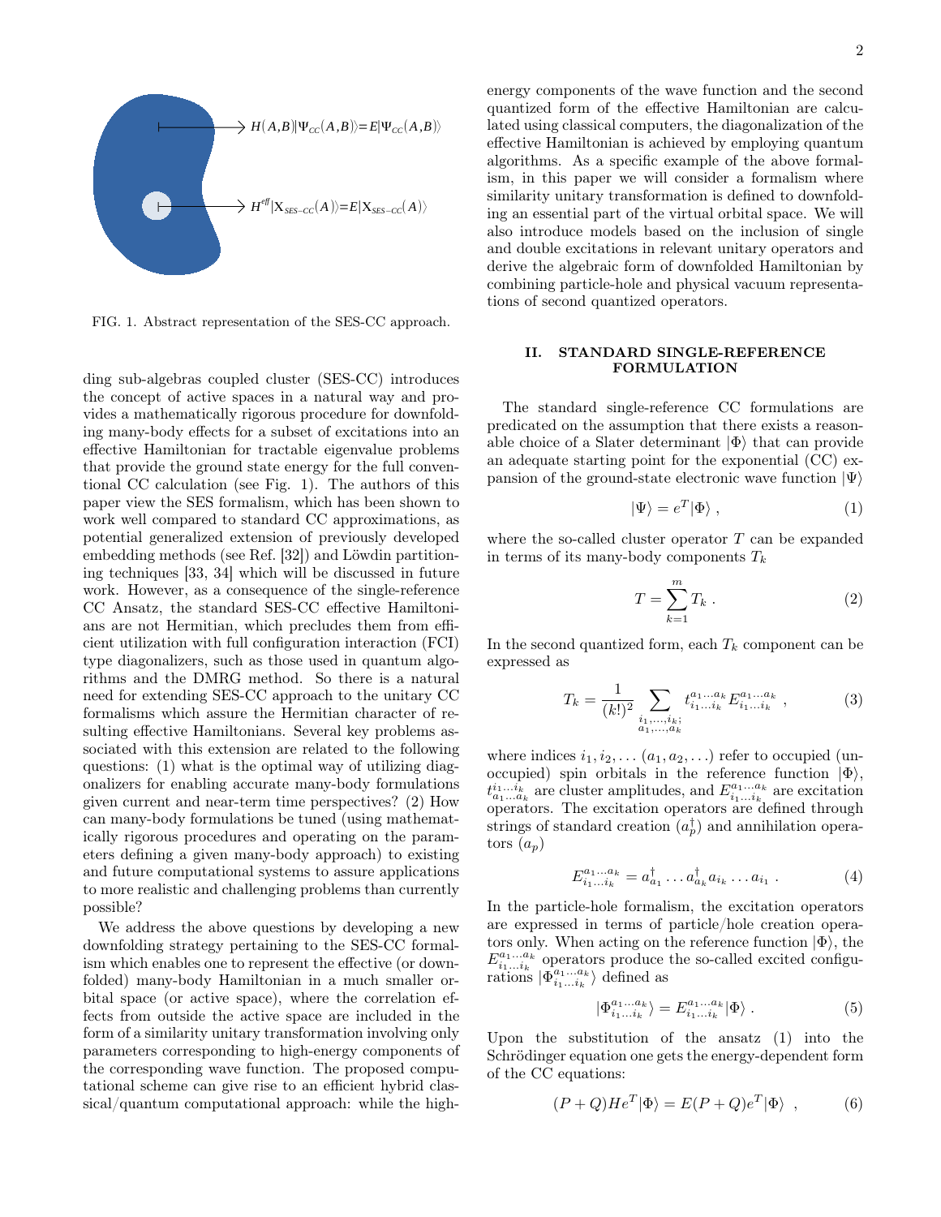$H(A,B)|\Psi_{CC}(A,B)\rangle = E|\Psi_{CC}(A,B)\rangle$

$H^{eff}|X_{SES-CC}(A)\rangle = E|X_{SES-CC}(A)\rangle$

FIG. 1. Abstract representation of the SES-CC approach.

ding sub-algebras coupled cluster (SES-CC) introduces the concept of active spaces in a natural way and provides a mathematically rigorous procedure for downfolding many-body effects for a subset of excitations into an effective Hamiltonian for tractable eigenvalue problems that provide the ground state energy for the full conventional CC calculation (see Fig. 1). The authors of this paper view the SES formalism, which has been shown to work well compared to standard CC approximations, as potential generalized extension of previously developed embedding methods (see Ref. [32]) and Löwdin partitioning techniques [33, 34] which will be discussed in future work. However, as a consequence of the single-reference CC Ansatz, the standard SES-CC effective Hamiltonians are not Hermitian, which precludes them from efficient utilization with full configuration interaction (FCI) type diagonalizers, such as those used in quantum algorithms and the DMRG method. So there is a natural need for extending SES-CC approach to the unitary CC formalisms which assure the Hermitian character of resulting effective Hamiltonians. Several key problems associated with this extension are related to the following questions: (1) what is the optimal way of utilizing diagonalizers for enabling accurate many-body formulations given current and near-term time perspectives? (2) How can many-body formulations be tuned (using mathematically rigorous procedures and operating on the parameters defining a given many-body approach) to existing and future computational systems to assure applications to more realistic and challenging problems than currently possible?

We address the above questions by developing a new downfolding strategy pertaining to the SES-CC formalism which enables one to represent the effective (or downfolded) many-body Hamiltonian in a much smaller orbital space (or active space), where the correlation effects from outside the active space are included in the form of a similarity unitary transformation involving only parameters corresponding to high-energy components of the corresponding wave function. The proposed computational scheme can give rise to an efficient hybrid classical/quantum computational approach: while the high-energy components of the wave function and the second quantized form of the effective Hamiltonian are calculated using classical computers, the diagonalization of the effective Hamiltonian is achieved by employing quantum algorithms. As a specific example of the above formalism, in this paper we will consider a formalism where similarity unitary transformation is defined to downfolding an essential part of the virtual orbital space. We will also introduce models based on the inclusion of single and double excitations in relevant unitary operators and derive the algebraic form of downfolded Hamiltonian by combining particle-hole and physical vacuum representations of second quantized operators.

## II. STANDARD SINGLE-REFERENCE FORMULATION

The standard single-reference CC formulations are predicated on the assumption that there exists a reasonable choice of a Slater determinant $|\Phi\rangle$ that can provide an adequate starting point for the exponential (CC) expansion of the ground-state electronic wave function $|\Psi\rangle$

$$|\Psi\rangle = e^T|\Phi\rangle \;, \tag{1}$$

where the so-called cluster operator $T$ can be expanded in terms of its many-body components $T_k$

$$T = \sum_{k=1}^{m} T_k \;. \tag{2}$$

In the second quantized form, each $T_k$ component can be expressed as

$$T_k = \frac{1}{(k!)^2} \sum_{\substack{i_1,\ldots,i_k;\\ a_1,\ldots,a_k}} t^{a_1\ldots a_k}_{i_1\ldots i_k} E^{a_1\ldots a_k}_{i_1\ldots i_k} \;, \tag{3}$$

where indices $i_1, i_2, \ldots$ $(a_1, a_2, \ldots)$ refer to occupied (unoccupied) spin orbitals in the reference function $|\Phi\rangle$, $t^{i_1\ldots i_k}_{a_1\ldots a_k}$ are cluster amplitudes, and $E^{a_1\ldots a_k}_{i_1\ldots i_k}$ are excitation operators. The excitation operators are defined through strings of standard creation ($a_p^\dagger$) and annihilation operators ($a_p$)

$$E^{a_1\ldots a_k}_{i_1\ldots i_k} = a^\dagger_{a_1}\ldots a^\dagger_{a_k} a_{i_k}\ldots a_{i_1} \;. \tag{4}$$

In the particle-hole formalism, the excitation operators are expressed in terms of particle/hole creation operators only. When acting on the reference function $|\Phi\rangle$, the $E^{a_1\ldots a_k}_{i_1\ldots i_k}$ operators produce the so-called excited configurations $|\Phi^{a_1\ldots a_k}_{i_1\ldots i_k}\rangle$ defined as

$$|\Phi^{a_1\ldots a_k}_{i_1\ldots i_k}\rangle = E^{a_1\ldots a_k}_{i_1\ldots i_k}|\Phi\rangle \;. \tag{5}$$

Upon the substitution of the ansatz (1) into the Schrödinger equation one gets the energy-dependent form of the CC equations:

$$(P+Q)He^T|\Phi\rangle = E(P+Q)e^T|\Phi\rangle \;\;, \tag{6}$$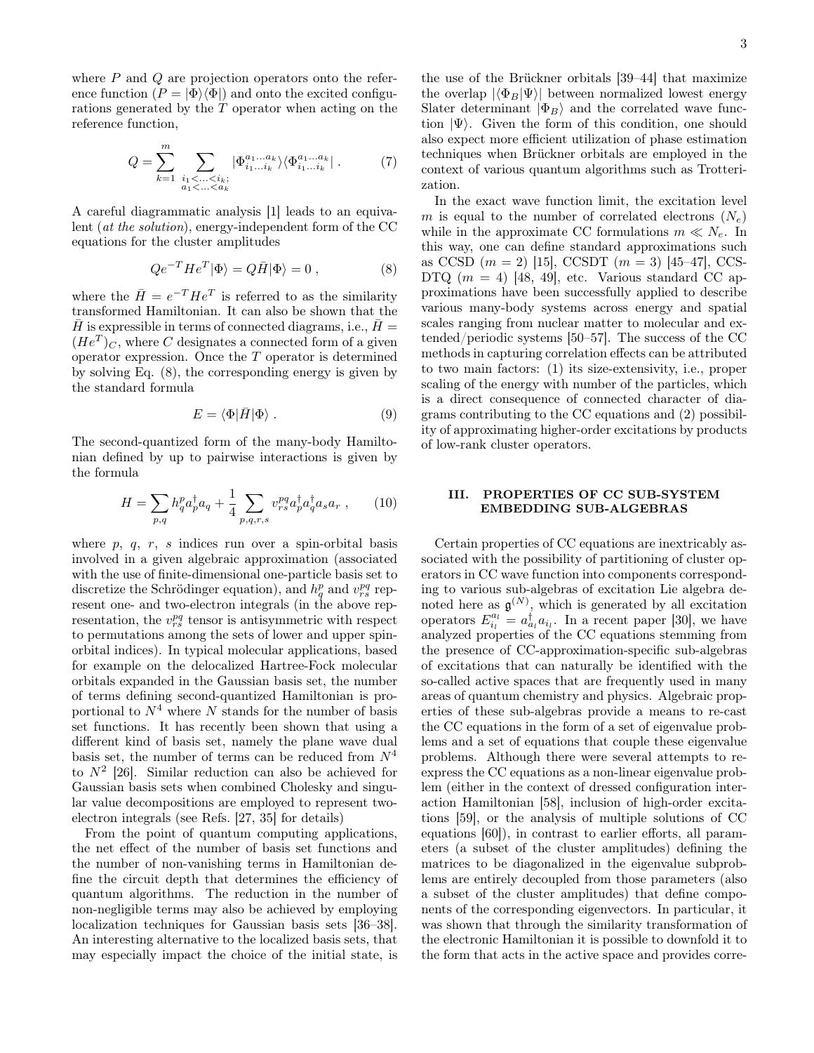where $P$ and $Q$ are projection operators onto the reference function ($P = |\Phi\rangle\langle\Phi|$) and onto the excited configurations generated by the $T$ operator when acting on the reference function,

$$Q = \sum_{k=1}^{m} \sum_{\substack{i_1<\ldots<i_k; \\ a_1<\ldots<a_k}} |\Phi^{a_1\ldots a_k}_{i_1\ldots i_k}\rangle\langle\Phi^{a_1\ldots a_k}_{i_1\ldots i_k}| \, . \tag{7}$$

A careful diagrammatic analysis [1] leads to an equivalent (*at the solution*), energy-independent form of the CC equations for the cluster amplitudes

$$Qe^{-T}He^{T}|\Phi\rangle = Q\bar{H}|\Phi\rangle = 0 \, , \tag{8}$$

where the $\bar{H} = e^{-T}He^{T}$ is referred to as the similarity transformed Hamiltonian. It can also be shown that the $\bar{H}$ is expressible in terms of connected diagrams, i.e., $\bar{H} = (He^T)_C$, where $C$ designates a connected form of a given operator expression. Once the $T$ operator is determined by solving Eq. (8), the corresponding energy is given by the standard formula

$$E = \langle\Phi|\bar{H}|\Phi\rangle \, . \tag{9}$$

The second-quantized form of the many-body Hamiltonian defined by up to pairwise interactions is given by the formula

$$H = \sum_{p,q} h^p_q a^\dagger_p a_q + \frac{1}{4}\sum_{p,q,r,s} v^{pq}_{rs} a^\dagger_p a^\dagger_q a_s a_r \, , \tag{10}$$

where $p$, $q$, $r$, $s$ indices run over a spin-orbital basis involved in a given algebraic approximation (associated with the use of finite-dimensional one-particle basis set to discretize the Schrödinger equation), and $h^p_q$ and $v^{pq}_{rs}$ represent one- and two-electron integrals (in the above representation, the $v^{pq}_{rs}$ tensor is antisymmetric with respect to permutations among the sets of lower and upper spin-orbital indices). In typical molecular applications, based for example on the delocalized Hartree-Fock molecular orbitals expanded in the Gaussian basis set, the number of terms defining second-quantized Hamiltonian is proportional to $N^4$ where $N$ stands for the number of basis set functions. It has recently been shown that using a different kind of basis set, namely the plane wave dual basis set, the number of terms can be reduced from $N^4$ to $N^2$ [26]. Similar reduction can also be achieved for Gaussian basis sets when combined Cholesky and singular value decompositions are employed to represent two-electron integrals (see Refs. [27, 35] for details)

From the point of quantum computing applications, the net effect of the number of basis set functions and the number of non-vanishing terms in Hamiltonian define the circuit depth that determines the efficiency of quantum algorithms. The reduction in the number of non-negligible terms may also be achieved by employing localization techniques for Gaussian basis sets [36–38]. An interesting alternative to the localized basis sets, that may especially impact the choice of the initial state, is the use of the Brückner orbitals [39–44] that maximize the overlap $|\langle\Phi_B|\Psi\rangle|$ between normalized lowest energy Slater determinant $|\Phi_B\rangle$ and the correlated wave function $|\Psi\rangle$. Given the form of this condition, one should also expect more efficient utilization of phase estimation techniques when Brückner orbitals are employed in the context of various quantum algorithms such as Trotterization.

In the exact wave function limit, the excitation level $m$ is equal to the number of correlated electrons ($N_e$) while in the approximate CC formulations $m \ll N_e$. In this way, one can define standard approximations such as CCSD ($m = 2$) [15], CCSDT ($m = 3$) [45–47], CCSDTQ ($m = 4$) [48, 49], etc. Various standard CC approximations have been successfully applied to describe various many-body systems across energy and spatial scales ranging from nuclear matter to molecular and extended/periodic systems [50–57]. The success of the CC methods in capturing correlation effects can be attributed to two main factors: (1) its size-extensivity, i.e., proper scaling of the energy with number of the particles, which is a direct consequence of connected character of diagrams contributing to the CC equations and (2) possibility of approximating higher-order excitations by products of low-rank cluster operators.

## III. PROPERTIES OF CC SUB-SYSTEM EMBEDDING SUB-ALGEBRAS

Certain properties of CC equations are inextricably associated with the possibility of partitioning of cluster operators in CC wave function into components corresponding to various sub-algebras of excitation Lie algebra denoted here as $\mathfrak{g}^{(N)}$, which is generated by all excitation operators $E^{a_l}_{i_l} = a^\dagger_{a_l} a_{i_l}$. In a recent paper [30], we have analyzed properties of the CC equations stemming from the presence of CC-approximation-specific sub-algebras of excitations that can naturally be identified with the so-called active spaces that are frequently used in many areas of quantum chemistry and physics. Algebraic properties of these sub-algebras provide a means to re-cast the CC equations in the form of a set of eigenvalue problems and a set of equations that couple these eigenvalue problems. Although there were several attempts to re-express the CC equations as a non-linear eigenvalue problem (either in the context of dressed configuration interaction Hamiltonian [58], inclusion of high-order excitations [59], or the analysis of multiple solutions of CC equations [60]), in contrast to earlier efforts, all parameters (a subset of the cluster amplitudes) defining the matrices to be diagonalized in the eigenvalue subproblems are entirely decoupled from those parameters (also a subset of the cluster amplitudes) that define components of the corresponding eigenvectors. In particular, it was shown that through the similarity transformation of the electronic Hamiltonian it is possible to downfold it to the form that acts in the active space and provides corre-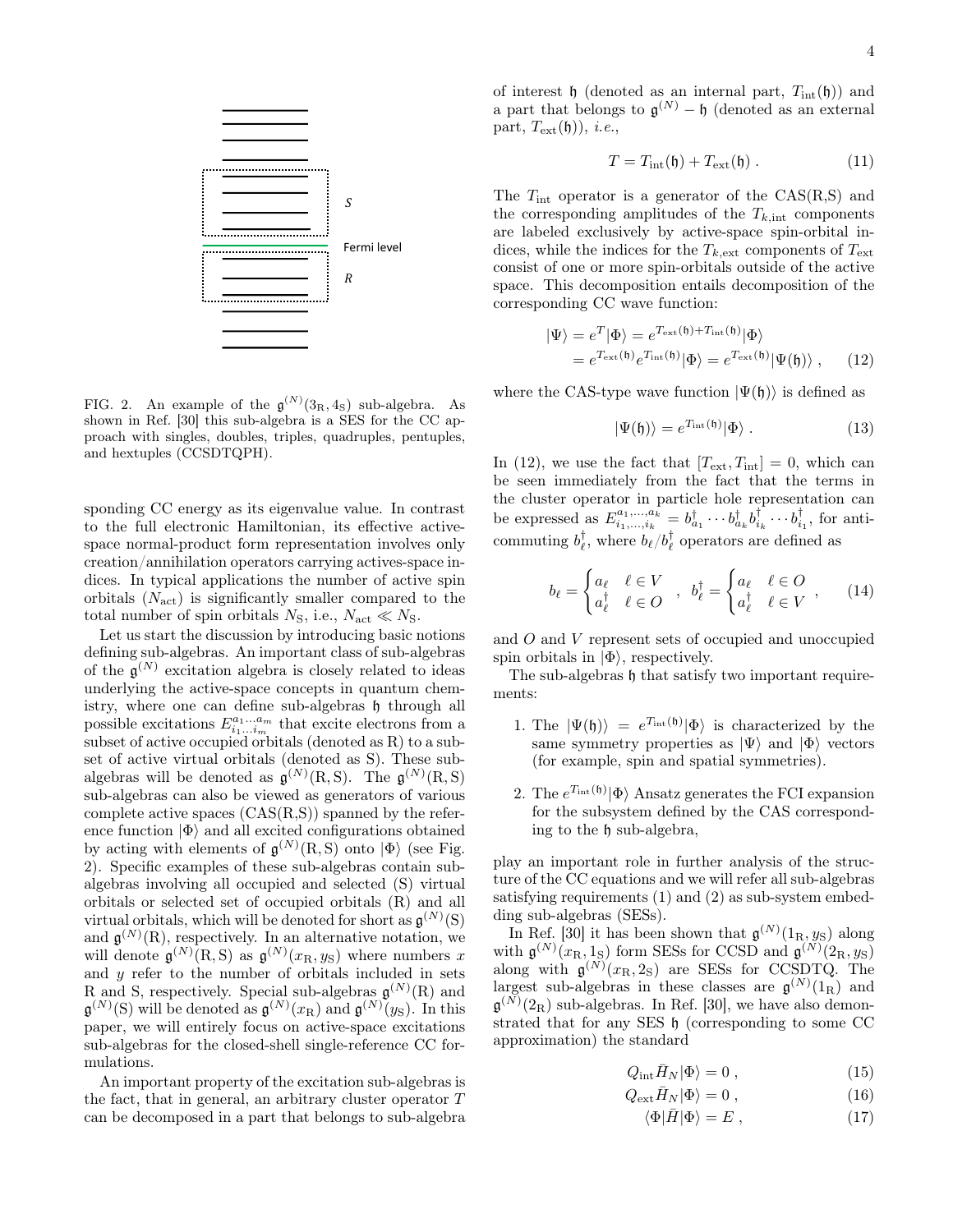S

Fermi level

R

FIG. 2. An example of the $\mathfrak{g}^{(N)}(3_{\rm R}, 4_{\rm S})$ sub-algebra. As shown in Ref. [30] this sub-algebra is a SES for the CC approach with singles, doubles, triples, quadruples, pentuples, and hextuples (CCSDTQPH).

sponding CC energy as its eigenvalue value. In contrast to the full electronic Hamiltonian, its effective active-space normal-product form representation involves only creation/annihilation operators carrying actives-space indices. In typical applications the number of active spin orbitals ($N_{\rm act}$) is significantly smaller compared to the total number of spin orbitals $N_{\rm S}$, i.e., $N_{\rm act} \ll N_{\rm S}$.

Let us start the discussion by introducing basic notions defining sub-algebras. An important class of sub-algebras of the $\mathfrak{g}^{(N)}$ excitation algebra is closely related to ideas underlying the active-space concepts in quantum chemistry, where one can define sub-algebras $\mathfrak{h}$ through all possible excitations $E^{a_1\ldots a_m}_{i_1\ldots i_m}$ that excite electrons from a subset of active occupied orbitals (denoted as R) to a subset of active virtual orbitals (denoted as S). These sub-algebras will be denoted as $\mathfrak{g}^{(N)}({\rm R},{\rm S})$. The $\mathfrak{g}^{(N)}({\rm R},{\rm S})$ sub-algebras can also be viewed as generators of various complete active spaces (CAS(R,S)) spanned by the reference function $|\Phi\rangle$ and all excited configurations obtained by acting with elements of $\mathfrak{g}^{(N)}({\rm R},{\rm S})$ onto $|\Phi\rangle$ (see Fig. 2). Specific examples of these sub-algebras contain sub-algebras involving all occupied and selected (S) virtual orbitals or selected set of occupied orbitals (R) and all virtual orbitals, which will be denoted for short as $\mathfrak{g}^{(N)}({\rm S})$ and $\mathfrak{g}^{(N)}({\rm R})$, respectively. In an alternative notation, we will denote $\mathfrak{g}^{(N)}({\rm R},{\rm S})$ as $\mathfrak{g}^{(N)}(x_{\rm R}, y_{\rm S})$ where numbers $x$ and $y$ refer to the number of orbitals included in sets R and S, respectively. Special sub-algebras $\mathfrak{g}^{(N)}({\rm R})$ and $\mathfrak{g}^{(N)}({\rm S})$ will be denoted as $\mathfrak{g}^{(N)}(x_{\rm R})$ and $\mathfrak{g}^{(N)}(y_{\rm S})$. In this paper, we will entirely focus on active-space excitations sub-algebras for the closed-shell single-reference CC formulations.

An important property of the excitation sub-algebras is the fact, that in general, an arbitrary cluster operator $T$ can be decomposed in a part that belongs to sub-algebra of interest $\mathfrak{h}$ (denoted as an internal part, $T_{\rm int}(\mathfrak{h})$) and a part that belongs to $\mathfrak{g}^{(N)} - \mathfrak{h}$ (denoted as an external part, $T_{\rm ext}(\mathfrak{h})$), *i.e.*,

$$T = T_{\rm int}(\mathfrak{h}) + T_{\rm ext}(\mathfrak{h}) \; . \tag{11}$$

The $T_{\rm int}$ operator is a generator of the CAS(R,S) and the corresponding amplitudes of the $T_{k,{\rm int}}$ components are labeled exclusively by active-space spin-orbital indices, while the indices for the $T_{k,{\rm ext}}$ components of $T_{\rm ext}$ consist of one or more spin-orbitals outside of the active space. This decomposition entails decomposition of the corresponding CC wave function:

$$\begin{aligned}|\Psi\rangle = e^{T}|\Phi\rangle &= e^{T_{\rm ext}(\mathfrak{h})+T_{\rm int}(\mathfrak{h})}|\Phi\rangle \\ &= e^{T_{\rm ext}(\mathfrak{h})}e^{T_{\rm int}(\mathfrak{h})}|\Phi\rangle = e^{T_{\rm ext}(\mathfrak{h})}|\Psi(\mathfrak{h})\rangle \; , \end{aligned} \tag{12}$$

where the CAS-type wave function $|\Psi(\mathfrak{h})\rangle$ is defined as

$$|\Psi(\mathfrak{h})\rangle = e^{T_{\rm int}(\mathfrak{h})}|\Phi\rangle \; . \tag{13}$$

In (12), we use the fact that $[T_{\rm ext}, T_{\rm int}] = 0$, which can be seen immediately from the fact that the terms in the cluster operator in particle hole representation can be expressed as $E^{a_1,\ldots,a_k}_{i_1,\ldots,i_k} = b^\dagger_{a_1}\cdots b^\dagger_{a_k} b^\dagger_{i_k}\cdots b^\dagger_{i_1}$, for anti-commuting $b^\dagger_\ell$, where $b_\ell/b^\dagger_\ell$ operators are defined as

$$b_\ell = \begin{cases} a_\ell & \ell \in V \\ a^\dagger_\ell & \ell \in O \end{cases} \;, \quad b^\dagger_\ell = \begin{cases} a_\ell & \ell \in O \\ a^\dagger_\ell & \ell \in V \end{cases} \;, \tag{14}$$

and $O$ and $V$ represent sets of occupied and unoccupied spin orbitals in $|\Phi\rangle$, respectively.

The sub-algebras $\mathfrak{h}$ that satisfy two important requirements:

1. The $|\Psi(\mathfrak{h})\rangle = e^{T_{\rm int}(\mathfrak{h})}|\Phi\rangle$ is characterized by the same symmetry properties as $|\Psi\rangle$ and $|\Phi\rangle$ vectors (for example, spin and spatial symmetries).

2. The $e^{T_{\rm int}(\mathfrak{h})}|\Phi\rangle$ Ansatz generates the FCI expansion for the subsystem defined by the CAS corresponding to the $\mathfrak{h}$ sub-algebra,

play an important role in further analysis of the structure of the CC equations and we will refer all sub-algebras satisfying requirements (1) and (2) as sub-system embedding sub-algebras (SESs).

In Ref. [30] it has been shown that $\mathfrak{g}^{(N)}(1_{\rm R}, y_{\rm S})$ along with $\mathfrak{g}^{(N)}(x_{\rm R}, 1_{\rm S})$ form SESs for CCSD and $\mathfrak{g}^{(N)}(2_{\rm R}, y_{\rm S})$ along with $\mathfrak{g}^{(N)}(x_{\rm R}, 2_{\rm S})$ are SESs for CCSDTQ. The largest sub-algebras in these classes are $\mathfrak{g}^{(N)}(1_{\rm R})$ and $\mathfrak{g}^{(N)}(2_{\rm R})$ sub-algebras. In Ref. [30], we have also demonstrated that for any SES $\mathfrak{h}$ (corresponding to some CC approximation) the standard

$$Q_{\rm int}\bar{H}_N|\Phi\rangle = 0 \; , \tag{15}$$

$$Q_{\rm ext}\bar{H}_N|\Phi\rangle = 0 \; , \tag{16}$$

$$\langle\Phi|\bar{H}|\Phi\rangle = E \; , \tag{17}$$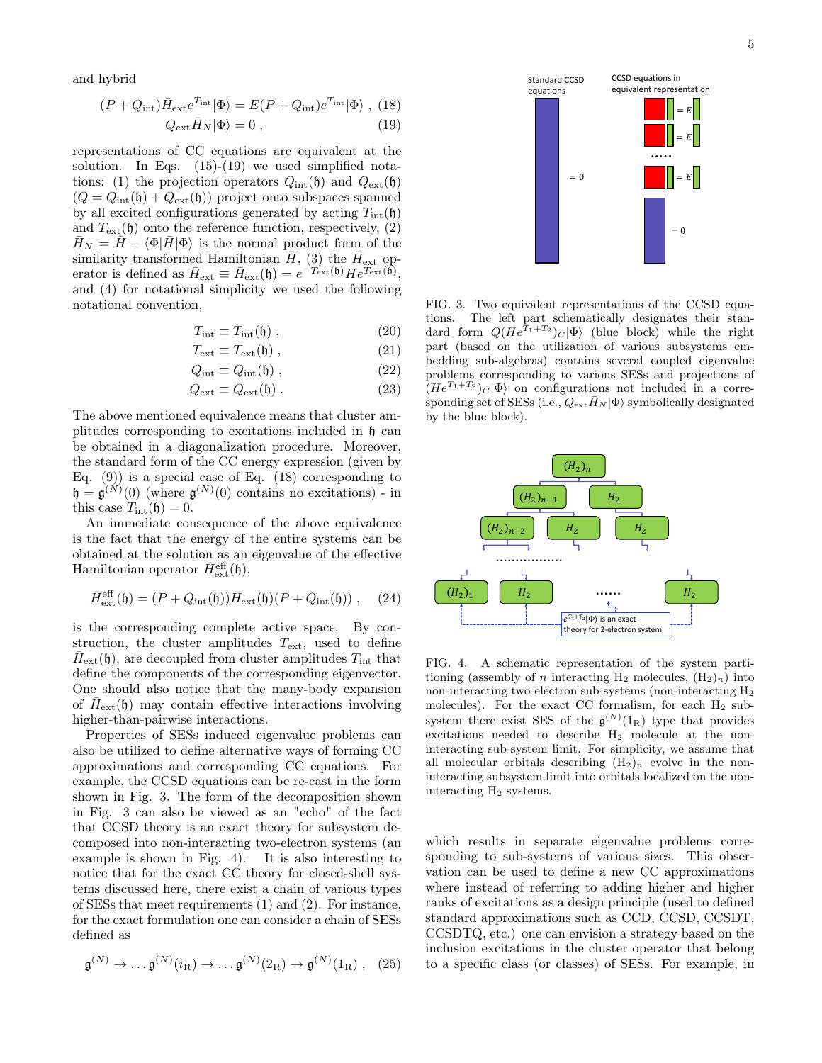and hybrid

$$(P + Q_{\rm int})\bar{H}_{\rm ext} e^{T_{\rm int}}|\Phi\rangle = E(P + Q_{\rm int}) e^{T_{\rm int}}|\Phi\rangle \ , \quad (18)$$

$$Q_{\rm ext}\bar{H}_N|\Phi\rangle = 0 \ , \quad (19)$$

representations of CC equations are equivalent at the solution. In Eqs. (15)-(19) we used simplified notations: (1) the projection operators $Q_{\rm int}(\mathfrak{h})$ and $Q_{\rm ext}(\mathfrak{h})$ ($Q = Q_{\rm int}(\mathfrak{h}) + Q_{\rm ext}(\mathfrak{h})$) project onto subspaces spanned by all excited configurations generated by acting $T_{\rm int}(\mathfrak{h})$ and $T_{\rm ext}(\mathfrak{h})$ onto the reference function, respectively, (2) $\bar{H}_N = \bar{H} - \langle\Phi|\bar{H}|\Phi\rangle$ is the normal product form of the similarity transformed Hamiltonian $\bar{H}$, (3) the $\bar{H}_{\rm ext}$ operator is defined as $\bar{H}_{\rm ext} \equiv \bar{H}_{\rm ext}(\mathfrak{h}) = e^{-T_{\rm ext}(\mathfrak{h})} H e^{T_{\rm ext}(\mathfrak{h})}$, and (4) for notational simplicity we used the following notational convention,

$$T_{\rm int} \equiv T_{\rm int}(\mathfrak{h}) \ , \quad (20)$$

$$T_{\rm ext} \equiv T_{\rm ext}(\mathfrak{h}) \ , \quad (21)$$

$$Q_{\rm int} \equiv Q_{\rm int}(\mathfrak{h}) \ , \quad (22)$$

$$Q_{\rm ext} \equiv Q_{\rm ext}(\mathfrak{h}) \ . \quad (23)$$

The above mentioned equivalence means that cluster amplitudes corresponding to excitations included in $\mathfrak{h}$ can be obtained in a diagonalization procedure. Moreover, the standard form of the CC energy expression (given by Eq. (9)) is a special case of Eq. (18) corresponding to $\mathfrak{h} = \mathfrak{g}^{(N)}(0)$ (where $\mathfrak{g}^{(N)}(0)$ contains no excitations) - in this case $T_{\rm int}(\mathfrak{h}) = 0$.

An immediate consequence of the above equivalence is the fact that the energy of the entire systems can be obtained at the solution as an eigenvalue of the effective Hamiltonian operator $\bar{H}^{\rm eff}_{\rm ext}(\mathfrak{h})$,

$$\bar{H}^{\rm eff}_{\rm ext}(\mathfrak{h}) = (P + Q_{\rm int}(\mathfrak{h}))\bar{H}_{\rm ext}(\mathfrak{h})(P + Q_{\rm int}(\mathfrak{h})) \ , \quad (24)$$

is the corresponding complete active space. By construction, the cluster amplitudes $T_{\rm ext}$, used to define $\bar{H}_{\rm ext}(\mathfrak{h})$, are decoupled from cluster amplitudes $T_{\rm int}$ that define the components of the corresponding eigenvector. One should also notice that the many-body expansion of $\bar{H}_{\rm ext}(\mathfrak{h})$ may contain effective interactions involving higher-than-pairwise interactions.

Properties of SESs induced eigenvalue problems can also be utilized to define alternative ways of forming CC approximations and corresponding CC equations. For example, the CCSD equations can be re-cast in the form shown in Fig. 3. The form of the decomposition shown in Fig. 3 can also be viewed as an "echo" of the fact that CCSD theory is an exact theory for subsystem decomposed into non-interacting two-electron systems (an example is shown in Fig. 4). It is also interesting to notice that for the exact CC theory for closed-shell systems discussed here, there exist a chain of various types of SESs that meet requirements (1) and (2). For instance, for the exact formulation one can consider a chain of SESs defined as

$$\mathfrak{g}^{(N)} \rightarrow \ldots \mathfrak{g}^{(N)}(i_{\rm R}) \rightarrow \ldots \mathfrak{g}^{(N)}(2_{\rm R}) \rightarrow \mathfrak{g}^{(N)}(1_{\rm R}) \ , \quad (25)$$

Standard CCSD equations

CCSD equations in equivalent representation

= 0

= E

= E

.....

= E

= 0

FIG. 3. Two equivalent representations of the CCSD equations. The left part schematically designates their standard form $Q(He^{T_1+T_2})_C|\Phi\rangle$ (blue block) while the right part (based on the utilization of various subsystems embedding sub-algebras) contains several coupled eigenvalue problems corresponding to various SESs and projections of $(He^{T_1+T_2})_C|\Phi\rangle$ on configurations not included in a corresponding set of SESs (i.e., $Q_{\rm ext}\bar{H}_N|\Phi\rangle$ symbolically designated by the blue block).

$(H_2)_n$

$(H_2)_{n-1}$

$H_2$

$(H_2)_{n-2}$

$H_2$

$H_2$

.................

$(H_2)_1$

$H_2$

......

$H_2$

$e^{T_1+T_2}|\Phi\rangle$ is an exact theory for 2-electron system

FIG. 4. A schematic representation of the system partitioning (assembly of $n$ interacting $H_2$ molecules, $(H_2)_n$) into non-interacting two-electron sub-systems (non-interacting $H_2$ molecules). For the exact CC formalism, for each $H_2$ subsystem there exist SES of the $\mathfrak{g}^{(N)}(1_{\rm R})$ type that provides excitations needed to describe $H_2$ molecule at the non-interacting sub-system limit. For simplicity, we assume that all molecular orbitals describing $(H_2)_n$ evolve in the non-interacting subsystem limit into orbitals localized on the non-interacting $H_2$ systems.

which results in separate eigenvalue problems corresponding to sub-systems of various sizes. This observation can be used to define a new CC approximations where instead of referring to adding higher and higher ranks of excitations as a design principle (used to defined standard approximations such as CCD, CCSD, CCSDT, CCSDTQ, etc.) one can envision a strategy based on the inclusion excitations in the cluster operator that belong to a specific class (or classes) of SESs. For example, in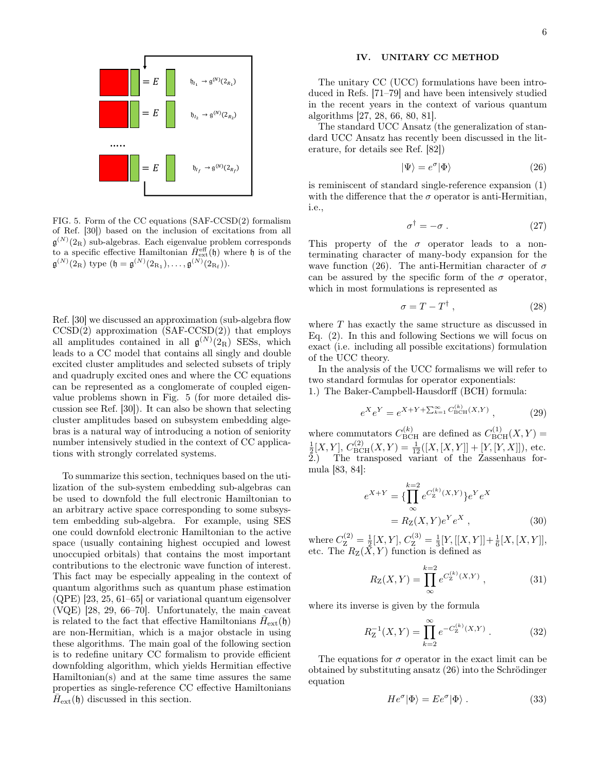$\mathfrak{h}_{I_1} \to \mathfrak{g}^{(N)}(2_{R_1})$

$\mathfrak{h}_{I_2} \to \mathfrak{g}^{(N)}(2_{R_2})$

$\mathfrak{h}_{I_f} \to \mathfrak{g}^{(N)}(2_{R_f})$

$= E$

.....

FIG. 5. Form of the CC equations (SAF-CCSD(2) formalism of Ref. [30]) based on the inclusion of excitations from all $\mathfrak{g}^{(N)}(2_{\rm R})$ sub-algebras. Each eigenvalue problem corresponds to a specific effective Hamiltonian $\bar{H}^{\rm eff}_{\rm ext}(\mathfrak{h})$ where $\mathfrak{h}$ is of the $\mathfrak{g}^{(N)}(2_{\rm R})$ type ($\mathfrak{h} = \mathfrak{g}^{(N)}(2_{\rm R_1}), \ldots, \mathfrak{g}^{(N)}(2_{\rm R_f})$).

Ref. [30] we discussed an approximation (sub-algebra flow CCSD(2) approximation (SAF-CCSD(2)) that employs all amplitudes contained in all $\mathfrak{g}^{(N)}(2_{\rm R})$ SESs, which leads to a CC model that contains all singly and double excited cluster amplitudes and selected subsets of triply and quadruply excited ones and where the CC equations can be represented as a conglomerate of coupled eigenvalue problems shown in Fig. 5 (for more detailed discussion see Ref. [30]). It can also be shown that selecting cluster amplitudes based on subsystem embedding algebras is a natural way of introducing a notion of seniority number intensively studied in the context of CC applications with strongly correlated systems.

To summarize this section, techniques based on the utilization of the sub-system embedding sub-algebras can be used to downfold the full electronic Hamiltonian to an arbitrary active space corresponding to some subsystem embedding sub-algebra. For example, using SES one could downfold electronic Hamiltonian to the active space (usually containing highest occupied and lowest unoccupied orbitals) that contains the most important contributions to the electronic wave function of interest. This fact may be especially appealing in the context of quantum algorithms such as quantum phase estimation (QPE) [23, 25, 61–65] or variational quantum eigensolver (VQE) [28, 29, 66–70]. Unfortunately, the main caveat is related to the fact that effective Hamiltonians $\bar{H}_{\rm ext}(\mathfrak{h})$ are non-Hermitian, which is a major obstacle in using these algorithms. The main goal of the following section is to redefine unitary CC formalism to provide efficient downfolding algorithm, which yields Hermitian effective Hamiltonian(s) and at the same time assures the same properties as single-reference CC effective Hamiltonians $\bar{H}_{\rm ext}(\mathfrak{h})$ discussed in this section.

## IV. UNITARY CC METHOD

The unitary CC (UCC) formulations have been introduced in Refs. [71–79] and have been intensively studied in the recent years in the context of various quantum algorithms [27, 28, 66, 80, 81].

The standard UCC Ansatz (the generalization of standard UCC Ansatz has recently been discussed in the literature, for details see Ref. [82])

$$|\Psi\rangle = e^{\sigma}|\Phi\rangle \tag{26}$$

is reminiscent of standard single-reference expansion (1) with the difference that the $\sigma$ operator is anti-Hermitian, i.e.,

$$\sigma^\dagger = -\sigma \; . \tag{27}$$

This property of the $\sigma$ operator leads to a non-terminating character of many-body expansion for the wave function (26). The anti-Hermitian character of $\sigma$ can be assured by the specific form of the $\sigma$ operator, which in most formulations is represented as

$$\sigma = T - T^\dagger \; , \tag{28}$$

where $T$ has exactly the same structure as discussed in Eq. (2). In this and following Sections we will focus on exact (i.e. including all possible excitations) formulation of the UCC theory.

In the analysis of the UCC formalisms we will refer to two standard formulas for operator exponentials:
1.) The Baker-Campbell-Hausdorff (BCH) formula:

$$e^X e^Y = e^{X+Y+\sum_{k=1}^{\infty} C^{(k)}_{\rm BCH}(X,Y)} \; , \tag{29}$$

where commutators $C^{(k)}_{\rm BCH}$ are defined as $C^{(1)}_{\rm BCH}(X,Y) = \frac{1}{2}[X,Y]$, $C^{(2)}_{\rm BCH}(X,Y) = \frac{1}{12}([X,[X,Y]] + [Y,[Y,X]])$, etc.
2.) The transposed variant of the Zassenhaus formula [83, 84]:

$$\begin{aligned} e^{X+Y} &= \{\prod_{\infty}^{k=2} e^{C^{(k)}_{\rm Z}(X,Y)}\} e^Y e^X \\ &= R_{\rm Z}(X,Y) e^Y e^X \; , \end{aligned} \tag{30}$$

where $C^{(2)}_{\rm Z} = \frac{1}{2}[X,Y]$, $C^{(3)}_{\rm Z} = \frac{1}{3}[Y,[[X,Y]] + \frac{1}{6}[X,[X,Y]]$, etc. The $R_{\rm Z}(X,Y)$ function is defined as

$$R_{\rm Z}(X,Y) = \prod_{\infty}^{k=2} e^{C^{(k)}_{\rm Z}(X,Y)} \; , \tag{31}$$

where its inverse is given by the formula

$$R^{-1}_{\rm Z}(X,Y) = \prod_{k=2}^{\infty} e^{-C^{(k)}_{\rm Z}(X,Y)} \; . \tag{32}$$

The equations for $\sigma$ operator in the exact limit can be obtained by substituting ansatz (26) into the Schrödinger equation

$$He^{\sigma}|\Phi\rangle = Ee^{\sigma}|\Phi\rangle \; . \tag{33}$$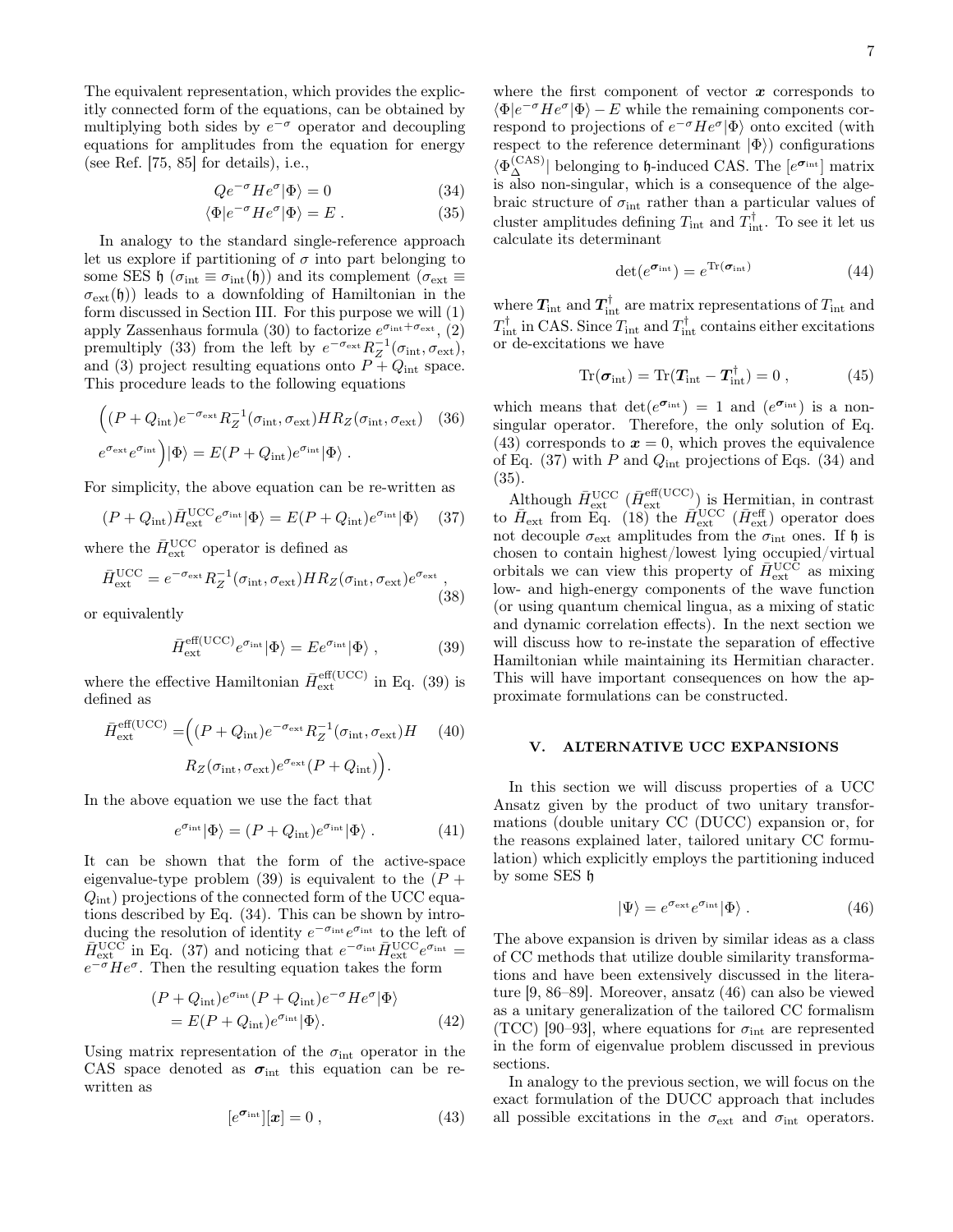The equivalent representation, which provides the explicitly connected form of the equations, can be obtained by multiplying both sides by $e^{-\sigma}$ operator and decoupling equations for amplitudes from the equation for energy (see Ref. [75, 85] for details), i.e.,

$$Qe^{-\sigma}He^{\sigma}|\Phi\rangle = 0 \tag{34}$$

$$\langle\Phi|e^{-\sigma}He^{\sigma}|\Phi\rangle = E\ . \tag{35}$$

In analogy to the standard single-reference approach let us explore if partitioning of $\sigma$ into part belonging to some SES $\mathfrak{h}$ ($\sigma_{\rm int} \equiv \sigma_{\rm int}(\mathfrak{h})$) and its complement ($\sigma_{\rm ext} \equiv \sigma_{\rm ext}(\mathfrak{h})$) leads to a downfolding of Hamiltonian in the form discussed in Section III. For this purpose we will (1) apply Zassenhaus formula (30) to factorize $e^{\sigma_{\rm int}+\sigma_{\rm ext}}$, (2) premultiply (33) from the left by $e^{-\sigma_{\rm ext}}R_Z^{-1}(\sigma_{\rm int},\sigma_{\rm ext})$, and (3) project resulting equations onto $P+Q_{\rm int}$ space. This procedure leads to the following equations

$$\Big((P+Q_{\rm int})e^{-\sigma_{\rm ext}}R_Z^{-1}(\sigma_{\rm int},\sigma_{\rm ext})HR_Z(\sigma_{\rm int},\sigma_{\rm ext}) \tag{36}$$
$$e^{\sigma_{\rm ext}}e^{\sigma_{\rm int}}\Big)|\Phi\rangle = E(P+Q_{\rm int})e^{\sigma_{\rm int}}|\Phi\rangle\ .$$

For simplicity, the above equation can be re-written as

$$(P+Q_{\rm int})\bar{H}^{\rm UCC}_{\rm ext}e^{\sigma_{\rm int}}|\Phi\rangle = E(P+Q_{\rm int})e^{\sigma_{\rm int}}|\Phi\rangle \tag{37}$$

where the $\bar{H}^{\rm UCC}_{\rm ext}$ operator is defined as

$$\bar{H}^{\rm UCC}_{\rm ext} = e^{-\sigma_{\rm ext}}R_Z^{-1}(\sigma_{\rm int},\sigma_{\rm ext})HR_Z(\sigma_{\rm int},\sigma_{\rm ext})e^{\sigma_{\rm ext}}\ , \tag{38}$$

or equivalently

$$\bar{H}^{\rm eff(UCC)}_{\rm ext}e^{\sigma_{\rm int}}|\Phi\rangle = Ee^{\sigma_{\rm int}}|\Phi\rangle\ , \tag{39}$$

where the effective Hamiltonian $\bar{H}^{\rm eff(UCC)}_{\rm ext}$ in Eq. (39) is defined as

$$\bar{H}^{\rm eff(UCC)}_{\rm ext} = \Big((P+Q_{\rm int})e^{-\sigma_{\rm ext}}R_Z^{-1}(\sigma_{\rm int},\sigma_{\rm ext})H \tag{40}$$
$$R_Z(\sigma_{\rm int},\sigma_{\rm ext})e^{\sigma_{\rm ext}}(P+Q_{\rm int})\Big).$$

In the above equation we use the fact that

$$e^{\sigma_{\rm int}}|\Phi\rangle = (P+Q_{\rm int})e^{\sigma_{\rm int}}|\Phi\rangle\ . \tag{41}$$

It can be shown that the form of the active-space eigenvalue-type problem (39) is equivalent to the $(P+Q_{\rm int})$ projections of the connected form of the UCC equations described by Eq. (34). This can be shown by introducing the resolution of identity $e^{-\sigma_{\rm int}}e^{\sigma_{\rm int}}$ to the left of $\bar{H}^{\rm UCC}_{\rm ext}$ in Eq. (37) and noticing that $e^{-\sigma_{\rm int}}\bar{H}^{\rm UCC}_{\rm ext}e^{\sigma_{\rm int}} = e^{-\sigma}He^{\sigma}$. Then the resulting equation takes the form

$$(P+Q_{\rm int})e^{\sigma_{\rm int}}(P+Q_{\rm int})e^{-\sigma}He^{\sigma}|\Phi\rangle$$
$$= E(P+Q_{\rm int})e^{\sigma_{\rm int}}|\Phi\rangle. \tag{42}$$

Using matrix representation of the $\sigma_{\rm int}$ operator in the CAS space denoted as $\boldsymbol{\sigma}_{\rm int}$ this equation can be re-written as

$$[e^{\boldsymbol{\sigma}_{\rm int}}][\boldsymbol{x}] = 0\ , \tag{43}$$

where the first component of vector $\boldsymbol{x}$ corresponds to $\langle\Phi|e^{-\sigma}He^{\sigma}|\Phi\rangle - E$ while the remaining components correspond to projections of $e^{-\sigma}He^{\sigma}|\Phi\rangle$ onto excited (with respect to the reference determinant $|\Phi\rangle$) configurations $\langle\Phi^{\rm (CAS)}_{\Delta}|$ belonging to $\mathfrak{h}$-induced CAS. The $[e^{\boldsymbol{\sigma}_{\rm int}}]$ matrix is also non-singular, which is a consequence of the algebraic structure of $\sigma_{\rm int}$ rather than a particular values of cluster amplitudes defining $T_{\rm int}$ and $T^{\dagger}_{\rm int}$. To see it let us calculate its determinant

$$\det(e^{\boldsymbol{\sigma}_{\rm int}}) = e^{{\rm Tr}(\boldsymbol{\sigma}_{\rm int})} \tag{44}$$

where $\boldsymbol{T}_{\rm int}$ and $\boldsymbol{T}^{\dagger}_{\rm int}$ are matrix representations of $T_{\rm int}$ and $T^{\dagger}_{\rm int}$ in CAS. Since $T_{\rm int}$ and $T^{\dagger}_{\rm int}$ contains either excitations or de-excitations we have

$${\rm Tr}(\boldsymbol{\sigma}_{\rm int}) = {\rm Tr}(\boldsymbol{T}_{\rm int} - \boldsymbol{T}^{\dagger}_{\rm int}) = 0\ , \tag{45}$$

which means that $\det(e^{\boldsymbol{\sigma}_{\rm int}}) = 1$ and $(e^{\boldsymbol{\sigma}_{\rm int}})$ is a non-singular operator. Therefore, the only solution of Eq. (43) corresponds to $\boldsymbol{x}=0$, which proves the equivalence of Eq. (37) with $P$ and $Q_{\rm int}$ projections of Eqs. (34) and (35).

Although $\bar{H}^{\rm UCC}_{\rm ext}$ ($\bar{H}^{\rm eff(UCC)}_{\rm ext}$) is Hermitian, in contrast to $\bar{H}_{\rm ext}$ from Eq. (18) the $\bar{H}^{\rm UCC}_{\rm ext}$ ($\bar{H}^{\rm eff}_{\rm ext}$) operator does not decouple $\sigma_{\rm ext}$ amplitudes from the $\sigma_{\rm int}$ ones. If $\mathfrak{h}$ is chosen to contain highest/lowest lying occupied/virtual orbitals we can view this property of $\bar{H}^{\rm UCC}_{\rm ext}$ as mixing low- and high-energy components of the wave function (or using quantum chemical lingua, as a mixing of static and dynamic correlation effects). In the next section we will discuss how to re-instate the separation of effective Hamiltonian while maintaining its Hermitian character. This will have important consequences on how the approximate formulations can be constructed.

## V. ALTERNATIVE UCC EXPANSIONS

In this section we will discuss properties of a UCC Ansatz given by the product of two unitary transformations (double unitary CC (DUCC) expansion or, for the reasons explained later, tailored unitary CC formulation) which explicitly employs the partitioning induced by some SES $\mathfrak{h}$

$$|\Psi\rangle = e^{\sigma_{\rm ext}}e^{\sigma_{\rm int}}|\Phi\rangle\ . \tag{46}$$

The above expansion is driven by similar ideas as a class of CC methods that utilize double similarity transformations and have been extensively discussed in the literature [9, 86–89]. Moreover, ansatz (46) can also be viewed as a unitary generalization of the tailored CC formalism (TCC) [90–93], where equations for $\sigma_{\rm int}$ are represented in the form of eigenvalue problem discussed in previous sections.

In analogy to the previous section, we will focus on the exact formulation of the DUCC approach that includes all possible excitations in the $\sigma_{\rm ext}$ and $\sigma_{\rm int}$ operators.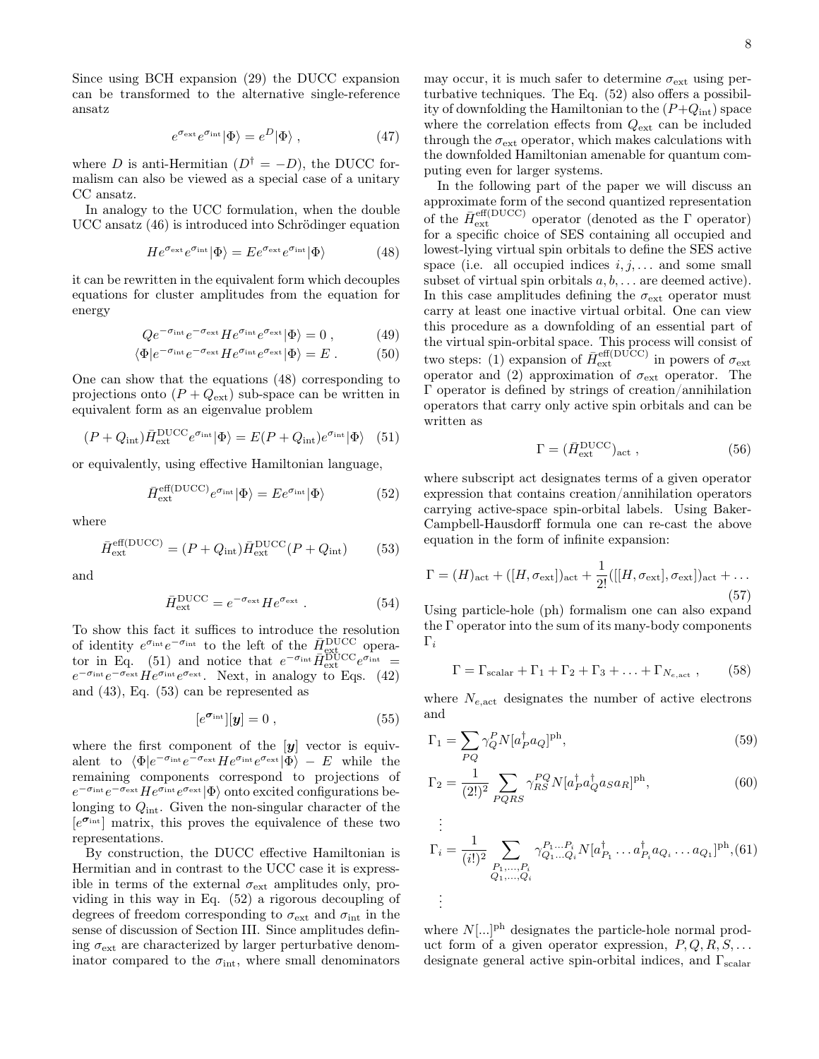Since using BCH expansion (29) the DUCC expansion can be transformed to the alternative single-reference ansatz

$$e^{\sigma_{\rm ext}}e^{\sigma_{\rm int}}|\Phi\rangle = e^{D}|\Phi\rangle \;, \tag{47}$$

where $D$ is anti-Hermitian ($D^\dagger = -D$), the DUCC formalism can also be viewed as a special case of a unitary CC ansatz.

In analogy to the UCC formulation, when the double UCC ansatz (46) is introduced into Schrödinger equation

$$He^{\sigma_{\rm ext}}e^{\sigma_{\rm int}}|\Phi\rangle = Ee^{\sigma_{\rm ext}}e^{\sigma_{\rm int}}|\Phi\rangle \tag{48}$$

it can be rewritten in the equivalent form which decouples equations for cluster amplitudes from the equation for energy

$$Qe^{-\sigma_{\rm int}}e^{-\sigma_{\rm ext}}He^{\sigma_{\rm int}}e^{\sigma_{\rm ext}}|\Phi\rangle = 0 \;, \tag{49}$$

$$\langle\Phi|e^{-\sigma_{\rm int}}e^{-\sigma_{\rm ext}}He^{\sigma_{\rm int}}e^{\sigma_{\rm ext}}|\Phi\rangle = E \;. \tag{50}$$

One can show that the equations (48) corresponding to projections onto $(P+Q_{\rm ext})$ sub-space can be written in equivalent form as an eigenvalue problem

$$(P+Q_{\rm int})\bar{H}^{\rm DUCC}_{\rm ext}e^{\sigma_{\rm int}}|\Phi\rangle = E(P+Q_{\rm int})e^{\sigma_{\rm int}}|\Phi\rangle \tag{51}$$

or equivalently, using effective Hamiltonian language,

$$\bar{H}^{\rm eff(DUCC)}_{\rm ext}e^{\sigma_{\rm int}}|\Phi\rangle = Ee^{\sigma_{\rm int}}|\Phi\rangle \tag{52}$$

where

$$\bar{H}^{\rm eff(DUCC)}_{\rm ext} = (P+Q_{\rm int})\bar{H}^{\rm DUCC}_{\rm ext}(P+Q_{\rm int}) \tag{53}$$

and

$$\bar{H}^{\rm DUCC}_{\rm ext} = e^{-\sigma_{\rm ext}}He^{\sigma_{\rm ext}} \;. \tag{54}$$

To show this fact it suffices to introduce the resolution of identity $e^{\sigma_{\rm int}}e^{-\sigma_{\rm int}}$ to the left of the $\bar{H}^{\rm DUCC}_{\rm ext}$ operator in Eq. (51) and notice that $e^{-\sigma_{\rm int}}\bar{H}^{\rm DUCC}_{\rm ext}e^{\sigma_{\rm int}} = e^{-\sigma_{\rm int}}e^{-\sigma_{\rm ext}}He^{\sigma_{\rm int}}e^{\sigma_{\rm ext}}$. Next, in analogy to Eqs. (42) and (43), Eq. (53) can be represented as

$$[e^{\boldsymbol{\sigma}_{\rm int}}][\boldsymbol{y}] = 0 \;, \tag{55}$$

where the first component of the $[\boldsymbol{y}]$ vector is equivalent to $\langle\Phi|e^{-\sigma_{\rm int}}e^{-\sigma_{\rm ext}}He^{\sigma_{\rm int}}e^{\sigma_{\rm ext}}|\Phi\rangle - E$ while the remaining components correspond to projections of $e^{-\sigma_{\rm int}}e^{-\sigma_{\rm ext}}He^{\sigma_{\rm int}}e^{\sigma_{\rm ext}}|\Phi\rangle$ onto excited configurations belonging to $Q_{\rm int}$. Given the non-singular character of the $[e^{\boldsymbol{\sigma}_{\rm int}}]$ matrix, this proves the equivalence of these two representations.

By construction, the DUCC effective Hamiltonian is Hermitian and in contrast to the UCC case it is expressible in terms of the external $\sigma_{\rm ext}$ amplitudes only, providing in this way in Eq. (52) a rigorous decoupling of degrees of freedom corresponding to $\sigma_{\rm ext}$ and $\sigma_{\rm int}$ in the sense of discussion of Section III. Since amplitudes defining $\sigma_{\rm ext}$ are characterized by larger perturbative denominator compared to the $\sigma_{\rm int}$, where small denominators may occur, it is much safer to determine $\sigma_{\rm ext}$ using perturbative techniques. The Eq. (52) also offers a possibility of downfolding the Hamiltonian to the $(P+Q_{\rm int})$ space where the correlation effects from $Q_{\rm ext}$ can be included through the $\sigma_{\rm ext}$ operator, which makes calculations with the downfolded Hamiltonian amenable for quantum computing even for larger systems.

In the following part of the paper we will discuss an approximate form of the second quantized representation of the $\bar{H}^{\rm eff(DUCC)}_{\rm ext}$ operator (denoted as the $\Gamma$ operator) for a specific choice of SES containing all occupied and lowest-lying virtual spin orbitals to define the SES active space (i.e. all occupied indices $i,j,\ldots$ and some small subset of virtual spin orbitals $a,b,\ldots$ are deemed active). In this case amplitudes defining the $\sigma_{\rm ext}$ operator must carry at least one inactive virtual orbital. One can view this procedure as a downfolding of an essential part of the virtual spin-orbital space. This process will consist of two steps: (1) expansion of $\bar{H}^{\rm eff(DUCC)}_{\rm ext}$ in powers of $\sigma_{\rm ext}$ operator and (2) approximation of $\sigma_{\rm ext}$ operator. The $\Gamma$ operator is defined by strings of creation/annihilation operators that carry only active spin orbitals and can be written as

$$\Gamma = (\bar{H}^{\rm DUCC}_{\rm ext})_{\rm act} \;, \tag{56}$$

where subscript act designates terms of a given operator expression that contains creation/annihilation operators carrying active-space spin-orbital labels. Using Baker-Campbell-Hausdorff formula one can re-cast the above equation in the form of infinite expansion:

$$\Gamma = (H)_{\rm act} + ([H,\sigma_{\rm ext}])_{\rm act} + \frac{1}{2!}([[H,\sigma_{\rm ext}],\sigma_{\rm ext}])_{\rm act} + \ldots \tag{57}$$

Using particle-hole (ph) formalism one can also expand the $\Gamma$ operator into the sum of its many-body components $\Gamma_i$

$$\Gamma = \Gamma_{\rm scalar} + \Gamma_1 + \Gamma_2 + \Gamma_3 + \ldots + \Gamma_{N_{e,\rm act}} \;, \tag{58}$$

where $N_{e,\rm act}$ designates the number of active electrons and

$$\Gamma_1 = \sum_{PQ}\gamma^P_Q N[a^\dagger_P a_Q]^{\rm ph}, \tag{59}$$

$$\Gamma_2 = \frac{1}{(2!)^2}\sum_{PQRS}\gamma^{PQ}_{RS}N[a^\dagger_P a^\dagger_Q a_S a_R]^{\rm ph}, \tag{60}$$

$$\vdots$$

$$\Gamma_i = \frac{1}{(i!)^2}\sum_{\substack{P_1,\ldots,P_i\\ Q_1,\ldots,Q_i}}\gamma^{P_1\ldots P_i}_{Q_1\ldots Q_i}N[a^\dagger_{P_1}\ldots a^\dagger_{P_i}a_{Q_i}\ldots a_{Q_1}]^{\rm ph}, \tag{61}$$

$$\vdots$$

where $N[\ldots]^{\rm ph}$ designates the particle-hole normal product form of a given operator expression, $P,Q,R,S,\ldots$ designate general active spin-orbital indices, and $\Gamma_{\rm scalar}$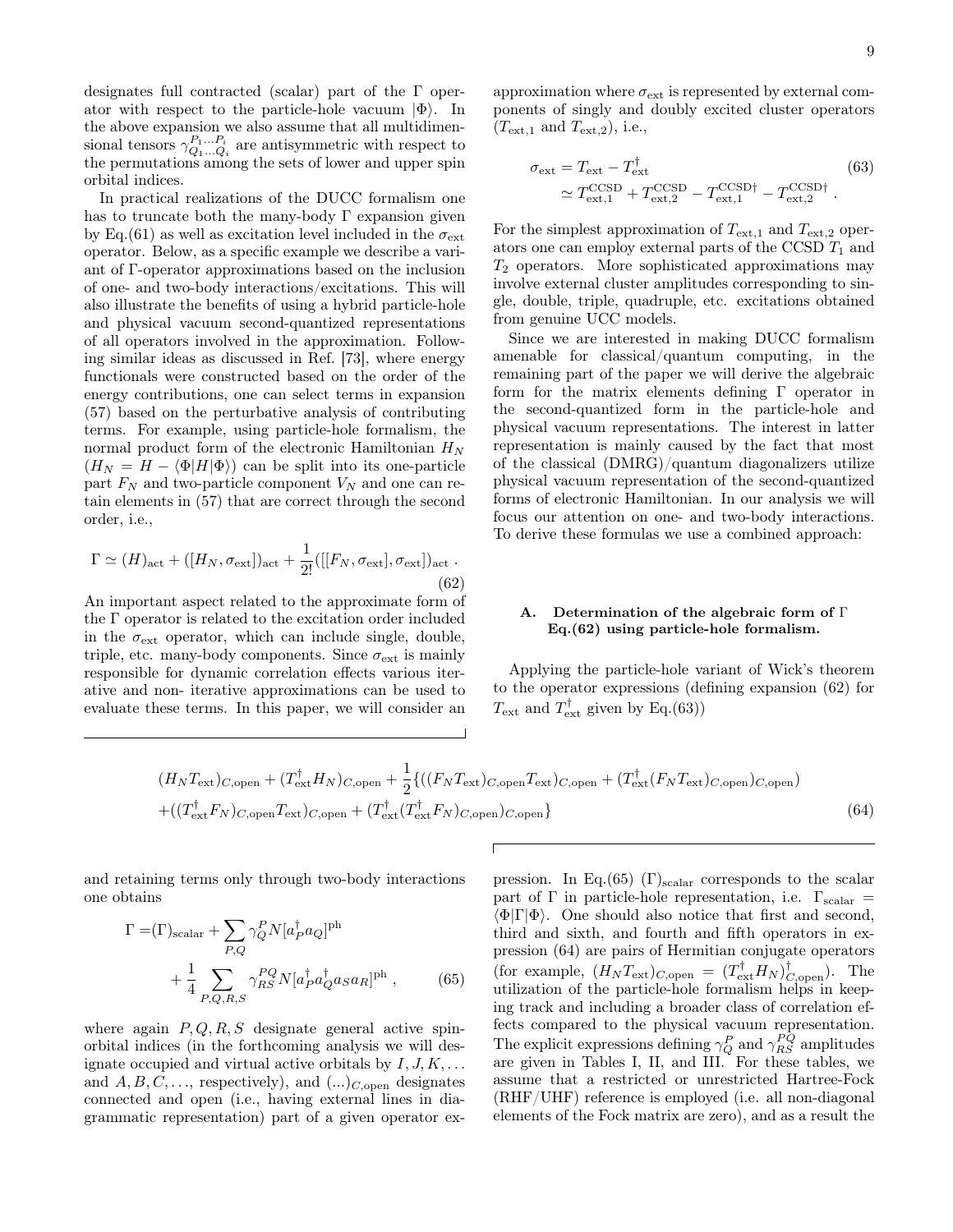designates full contracted (scalar) part of the $\Gamma$ operator with respect to the particle-hole vacuum $|\Phi\rangle$. In the above expansion we also assume that all multidimensional tensors $\gamma^{P_1\ldots P_i}_{Q_1\ldots Q_i}$ are antisymmetric with respect to the permutations among the sets of lower and upper spin orbital indices.

In practical realizations of the DUCC formalism one has to truncate both the many-body $\Gamma$ expansion given by Eq.(61) as well as excitation level included in the $\sigma_{\rm ext}$ operator. Below, as a specific example we describe a variant of $\Gamma$-operator approximations based on the inclusion of one- and two-body interactions/excitations. This will also illustrate the benefits of using a hybrid particle-hole and physical vacuum second-quantized representations of all operators involved in the approximation. Following similar ideas as discussed in Ref. [73], where energy functionals were constructed based on the order of the energy contributions, one can select terms in expansion (57) based on the perturbative analysis of contributing terms. For example, using particle-hole formalism, the normal product form of the electronic Hamiltonian $H_N$ ($H_N = H - \langle\Phi|H|\Phi\rangle$) can be split into its one-particle part $F_N$ and two-particle component $V_N$ and one can retain elements in (57) that are correct through the second order, i.e.,

$$
\Gamma \simeq (H)_{\rm act} + ([H_N,\sigma_{\rm ext}])_{\rm act} + \frac{1}{2!}([[F_N,\sigma_{\rm ext}],\sigma_{\rm ext}])_{\rm act} \,. \tag{62}
$$

An important aspect related to the approximate form of the $\Gamma$ operator is related to the excitation order included in the $\sigma_{\rm ext}$ operator, which can include single, double, triple, etc. many-body components. Since $\sigma_{\rm ext}$ is mainly responsible for dynamic correlation effects various iterative and non- iterative approximations can be used to evaluate these terms. In this paper, we will consider an approximation where $\sigma_{\rm ext}$ is represented by external components of singly and doubly excited cluster operators ($T_{{\rm ext},1}$ and $T_{{\rm ext},2}$), i.e.,

$$
\begin{aligned}
\sigma_{\rm ext} &= T_{\rm ext} - T_{\rm ext}^\dagger \\
&\simeq T_{{\rm ext},1}^{\rm CCSD} + T_{{\rm ext},2}^{\rm CCSD} - T_{{\rm ext},1}^{\rm CCSD\dagger} - T_{{\rm ext},2}^{\rm CCSD\dagger} \,.
\end{aligned} \tag{63}
$$

For the simplest approximation of $T_{{\rm ext},1}$ and $T_{{\rm ext},2}$ operators one can employ external parts of the CCSD $T_1$ and $T_2$ operators. More sophisticated approximations may involve external cluster amplitudes corresponding to single, double, triple, quadruple, etc. excitations obtained from genuine UCC models.

Since we are interested in making DUCC formalism amenable for classical/quantum computing, in the remaining part of the paper we will derive the algebraic form for the matrix elements defining $\Gamma$ operator in the second-quantized form in the particle-hole and physical vacuum representations. The interest in latter representation is mainly caused by the fact that most of the classical (DMRG)/quantum diagonalizers utilize physical vacuum representation of the second-quantized forms of electronic Hamiltonian. In our analysis we will focus our attention on one- and two-body interactions. To derive these formulas we use a combined approach:

### A. Determination of the algebraic form of $\Gamma$ Eq.(62) using particle-hole formalism.

Applying the particle-hole variant of Wick's theorem to the operator expressions (defining expansion (62) for $T_{\rm ext}$ and $T_{\rm ext}^\dagger$ given by Eq.(63))

$$
\begin{aligned}
&(H_N T_{\rm ext})_{C,{\rm open}} + (T_{\rm ext}^\dagger H_N)_{C,{\rm open}} + \frac{1}{2}\{((F_N T_{\rm ext})_{C,{\rm open}} T_{\rm ext})_{C,{\rm open}} + (T_{\rm ext}^\dagger (F_N T_{\rm ext})_{C,{\rm open}})_{C,{\rm open}}) \\
&+((T_{\rm ext}^\dagger F_N)_{C,{\rm open}} T_{\rm ext})_{C,{\rm open}} + (T_{\rm ext}^\dagger (T_{\rm ext}^\dagger F_N)_{C,{\rm open}})_{C,{\rm open}}\}
\end{aligned} \tag{64}
$$

and retaining terms only through two-body interactions one obtains

$$
\begin{aligned}
\Gamma =& (\Gamma)_{\rm scalar} + \sum_{P,Q} \gamma^P_Q N[a_P^\dagger a_Q]^{\rm ph} \\
&+ \frac{1}{4}\sum_{P,Q,R,S} \gamma^{PQ}_{RS} N[a_P^\dagger a_Q^\dagger a_S a_R]^{\rm ph} \,,
\end{aligned} \tag{65}
$$

where again $P,Q,R,S$ designate general active spin-orbital indices (in the forthcoming analysis we will designate occupied and virtual active orbitals by $I,J,K,\ldots$ and $A,B,C,\ldots$, respectively), and $(\ldots)_{C,{\rm open}}$ designates connected and open (i.e., having external lines in diagrammatic representation) part of a given operator expression. In Eq.(65) $(\Gamma)_{\rm scalar}$ corresponds to the scalar part of $\Gamma$ in particle-hole representation, i.e. $\Gamma_{\rm scalar} = \langle\Phi|\Gamma|\Phi\rangle$. One should also notice that first and second, third and sixth, and fourth and fifth operators in expression (64) are pairs of Hermitian conjugate operators (for example, $(H_N T_{\rm ext})_{C,{\rm open}} = (T_{\rm ext}^\dagger H_N)^\dagger_{C,{\rm open}}$). The utilization of the particle-hole formalism helps in keeping track and including a broader class of correlation effects compared to the physical vacuum representation. The explicit expressions defining $\gamma^P_Q$ and $\gamma^{PQ}_{RS}$ amplitudes are given in Tables I, II, and III. For these tables, we assume that a restricted or unrestricted Hartree-Fock (RHF/UHF) reference is employed (i.e. all non-diagonal elements of the Fock matrix are zero), and as a result the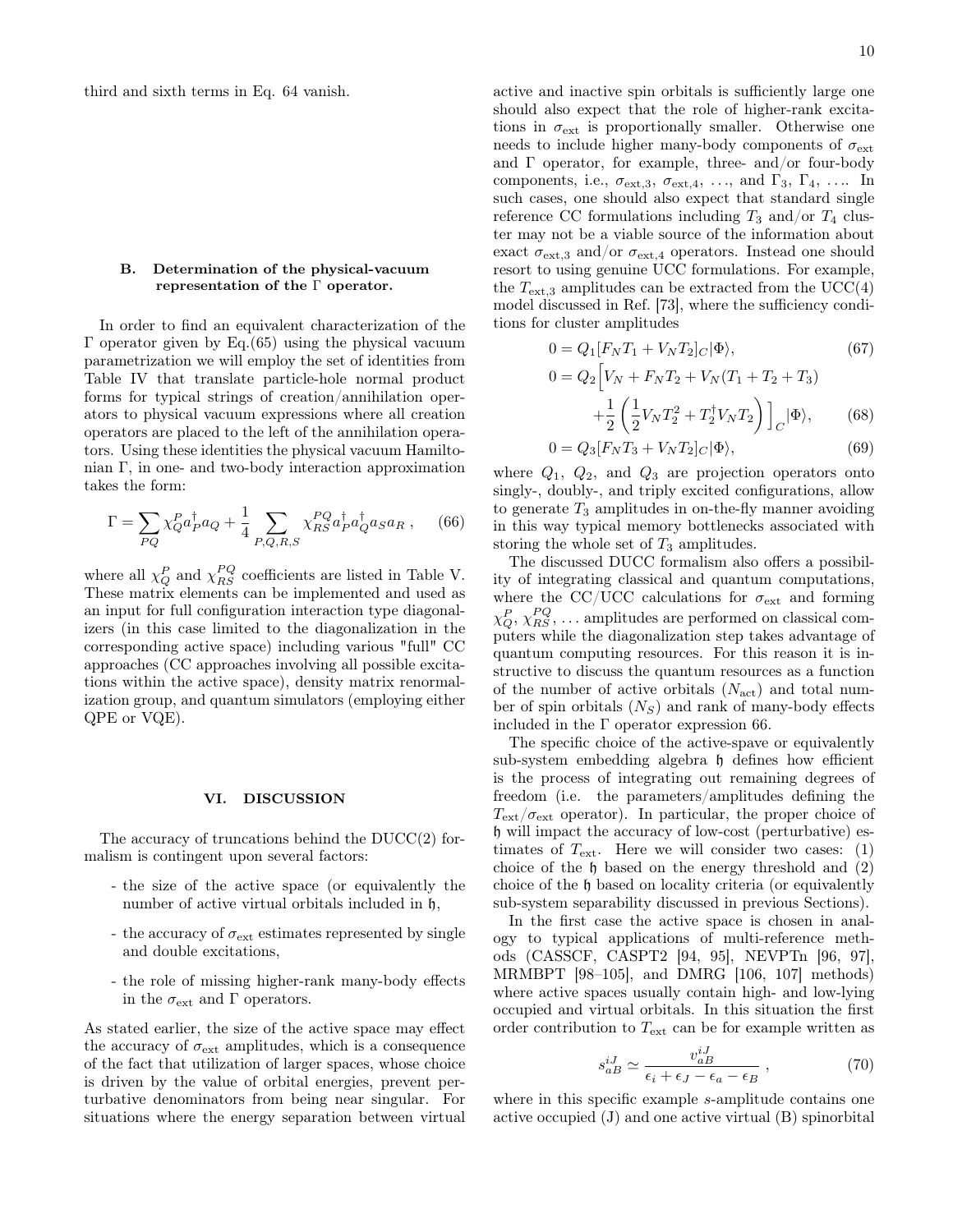third and sixth terms in Eq. 64 vanish.

### B. Determination of the physical-vacuum representation of the Γ operator.

In order to find an equivalent characterization of the Γ operator given by Eq.(65) using the physical vacuum parametrization we will employ the set of identities from Table IV that translate particle-hole normal product forms for typical strings of creation/annihilation operators to physical vacuum expressions where all creation operators are placed to the left of the annihilation operators. Using these identities the physical vacuum Hamiltonian Γ, in one- and two-body interaction approximation takes the form:

$$\Gamma = \sum_{PQ} \chi^P_Q a^\dagger_P a_Q + \frac{1}{4} \sum_{P,Q,R,S} \chi^{PQ}_{RS} a^\dagger_P a^\dagger_Q a_S a_R \, , \qquad (66)$$

where all $\chi^P_Q$ and $\chi^{PQ}_{RS}$ coefficients are listed in Table V. These matrix elements can be implemented and used as an input for full configuration interaction type diagonalizers (in this case limited to the diagonalization in the corresponding active space) including various "full" CC approaches (CC approaches involving all possible excitations within the active space), density matrix renormalization group, and quantum simulators (employing either QPE or VQE).

## VI. DISCUSSION

The accuracy of truncations behind the DUCC(2) formalism is contingent upon several factors:

- the size of the active space (or equivalently the number of active virtual orbitals included in $\mathfrak{h}$,
- the accuracy of $\sigma_{\rm ext}$ estimates represented by single and double excitations,
- the role of missing higher-rank many-body effects in the $\sigma_{\rm ext}$ and Γ operators.

As stated earlier, the size of the active space may effect the accuracy of $\sigma_{\rm ext}$ amplitudes, which is a consequence of the fact that utilization of larger spaces, whose choice is driven by the value of orbital energies, prevent perturbative denominators from being near singular. For situations where the energy separation between virtual active and inactive spin orbitals is sufficiently large one should also expect that the role of higher-rank excitations in $\sigma_{\rm ext}$ is proportionally smaller. Otherwise one needs to include higher many-body components of $\sigma_{\rm ext}$ and Γ operator, for example, three- and/or four-body components, i.e., $\sigma_{{\rm ext},3}$, $\sigma_{{\rm ext},4}$, …, and $\Gamma_3$, $\Gamma_4$, …. In such cases, one should also expect that standard single reference CC formulations including $T_3$ and/or $T_4$ cluster may not be a viable source of the information about exact $\sigma_{{\rm ext},3}$ and/or $\sigma_{{\rm ext},4}$ operators. Instead one should resort to using genuine UCC formulations. For example, the $T_{{\rm ext},3}$ amplitudes can be extracted from the UCC(4) model discussed in Ref. [73], where the sufficiency conditions for cluster amplitudes

$$0 = Q_1[F_N T_1 + V_N T_2]_C|\Phi\rangle, \qquad (67)$$

$$0 = Q_2\Big[V_N + F_N T_2 + V_N(T_1 + T_2 + T_3) + \frac{1}{2}\left(\frac{1}{2}V_N T_2^2 + T_2^\dagger V_N T_2\right)\Big]_C|\Phi\rangle, \qquad (68)$$

$$0 = Q_3[F_N T_3 + V_N T_2]_C|\Phi\rangle, \qquad (69)$$

where $Q_1$, $Q_2$, and $Q_3$ are projection operators onto singly-, doubly-, and triply excited configurations, allow to generate $T_3$ amplitudes in on-the-fly manner avoiding in this way typical memory bottlenecks associated with storing the whole set of $T_3$ amplitudes.

The discussed DUCC formalism also offers a possibility of integrating classical and quantum computations, where the CC/UCC calculations for $\sigma_{\rm ext}$ and forming $\chi^P_Q$, $\chi^{PQ}_{RS}$, … amplitudes are performed on classical computers while the diagonalization step takes advantage of quantum computing resources. For this reason it is instructive to discuss the quantum resources as a function of the number of active orbitals ($N_{\rm act}$) and total number of spin orbitals ($N_S$) and rank of many-body effects included in the Γ operator expression 66.

The specific choice of the active-spave or equivalently sub-system embedding algebra $\mathfrak{h}$ defines how efficient is the process of integrating out remaining degrees of freedom (i.e. the parameters/amplitudes defining the $T_{\rm ext}/\sigma_{\rm ext}$ operator). In particular, the proper choice of $\mathfrak{h}$ will impact the accuracy of low-cost (perturbative) estimates of $T_{\rm ext}$. Here we will consider two cases: (1) choice of the $\mathfrak{h}$ based on the energy threshold and (2) choice of the $\mathfrak{h}$ based on locality criteria (or equivalently sub-system separability discussed in previous Sections).

In the first case the active space is chosen in analogy to typical applications of multi-reference methods (CASSCF, CASPT2 [94, 95], NEVPTn [96, 97], MRMBPT [98–105], and DMRG [106, 107] methods) where active spaces usually contain high- and low-lying occupied and virtual orbitals. In this situation the first order contribution to $T_{\rm ext}$ can be for example written as

$$s^{iJ}_{aB} \simeq \frac{v^{iJ}_{aB}}{\epsilon_i + \epsilon_J - \epsilon_a - \epsilon_B} \, , \qquad (70)$$

where in this specific example $s$-amplitude contains one active occupied (J) and one active virtual (B) spinorbital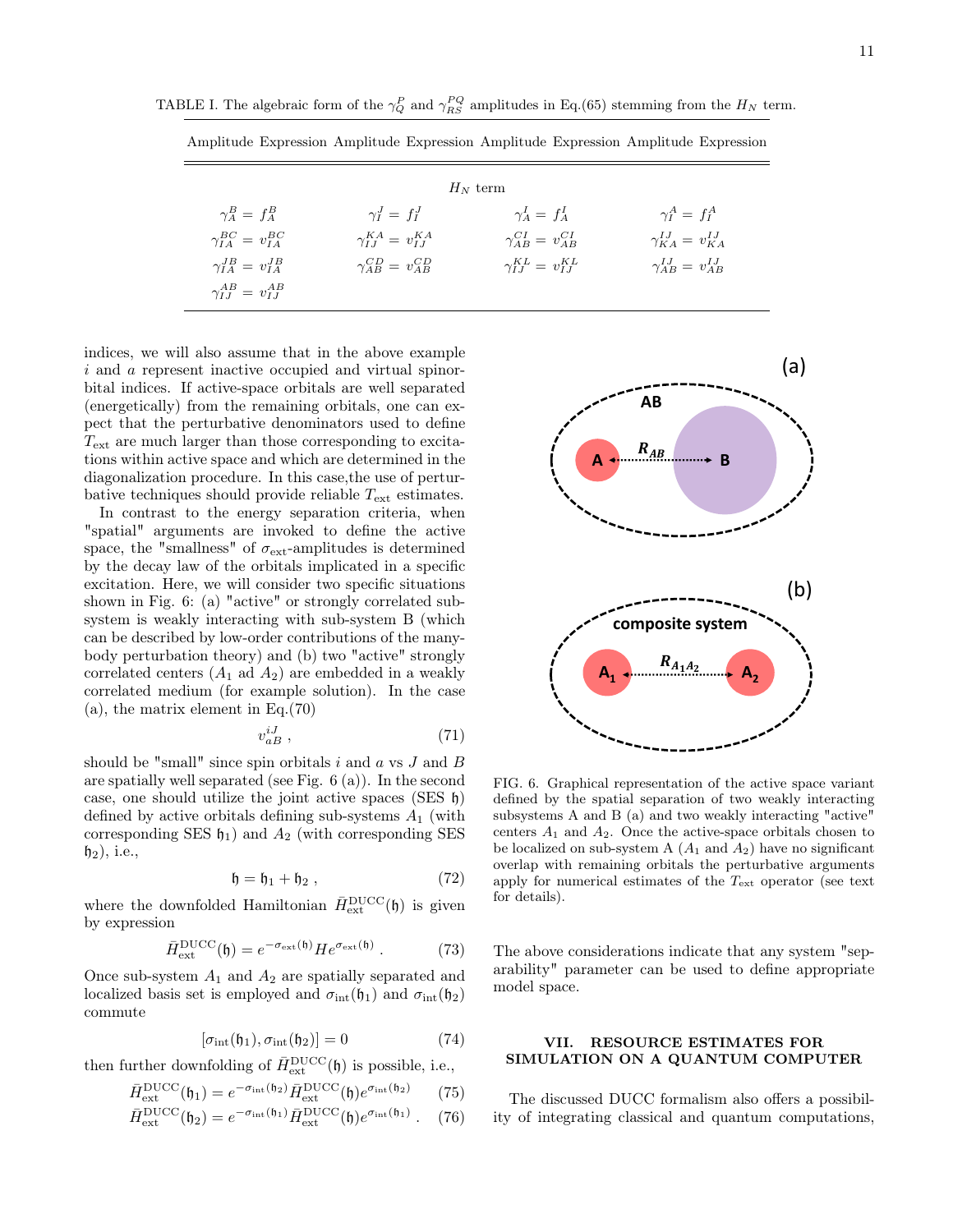TABLE I. The algebraic form of the $\gamma_Q^P$ and $\gamma_{RS}^{PQ}$ amplitudes in Eq.(65) stemming from the $H_N$ term.

| Amplitude Expression | Amplitude Expression | Amplitude Expression | Amplitude Expression |
|---|---|---|---|
| $H_N$ term | | | |
| $\gamma_A^B = f_A^B$ | $\gamma_I^J = f_I^J$ | $\gamma_A^I = f_A^I$ | $\gamma_I^A = f_I^A$ |
| $\gamma_{IA}^{BC} = v_{IA}^{BC}$ | $\gamma_{IJ}^{KA} = v_{IJ}^{KA}$ | $\gamma_{AB}^{CI} = v_{AB}^{CI}$ | $\gamma_{KA}^{IJ} = v_{KA}^{IJ}$ |
| $\gamma_{IA}^{JB} = v_{IA}^{JB}$ | $\gamma_{AB}^{CD} = v_{AB}^{CD}$ | $\gamma_{IJ}^{KL} = v_{IJ}^{KL}$ | $\gamma_{AB}^{IJ} = v_{AB}^{IJ}$ |
| $\gamma_{IJ}^{AB} = v_{IJ}^{AB}$ | | | |

indices, we will also assume that in the above example $i$ and $a$ represent inactive occupied and virtual spinorbital indices. If active-space orbitals are well separated (energetically) from the remaining orbitals, one can expect that the perturbative denominators used to define $T_{\rm ext}$ are much larger than those corresponding to excitations within active space and which are determined in the diagonalization procedure. In this case,the use of perturbative techniques should provide reliable $T_{\rm ext}$ estimates.

In contrast to the energy separation criteria, when "spatial" arguments are invoked to define the active space, the "smallness" of $\sigma_{\rm ext}$-amplitudes is determined by the decay law of the orbitals implicated in a specific excitation. Here, we will consider two specific situations shown in Fig. 6: (a) "active" or strongly correlated sub-system is weakly interacting with sub-system B (which can be described by low-order contributions of the many-body perturbation theory) and (b) two "active" strongly correlated centers ($A_1$ ad $A_2$) are embedded in a weakly correlated medium (for example solution). In the case (a), the matrix element in Eq.(70)

$$v_{aB}^{iJ} \;, \tag{71}$$

should be "small" since spin orbitals $i$ and $a$ vs $J$ and $B$ are spatially well separated (see Fig. 6 (a)). In the second case, one should utilize the joint active spaces (SES $\mathfrak{h}$) defined by active orbitals defining sub-systems $A_1$ (with corresponding SES $\mathfrak{h}_1$) and $A_2$ (with corresponding SES $\mathfrak{h}_2$), i.e.,

$$\mathfrak{h} = \mathfrak{h}_1 + \mathfrak{h}_2 \;, \tag{72}$$

where the downfolded Hamiltonian $\bar{H}_{\rm ext}^{\rm DUCC}(\mathfrak{h})$ is given by expression

$$\bar{H}_{\rm ext}^{\rm DUCC}(\mathfrak{h}) = e^{-\sigma_{\rm ext}(\mathfrak{h})} H e^{\sigma_{\rm ext}(\mathfrak{h})} \,. \tag{73}$$

Once sub-system $A_1$ and $A_2$ are spatially separated and localized basis set is employed and $\sigma_{\rm int}(\mathfrak{h}_1)$ and $\sigma_{\rm int}(\mathfrak{h}_2)$ commute

$$[\sigma_{\rm int}(\mathfrak{h}_1), \sigma_{\rm int}(\mathfrak{h}_2)] = 0 \tag{74}$$

then further downfolding of $\bar{H}_{\rm ext}^{\rm DUCC}(\mathfrak{h})$ is possible, i.e.,

$$\bar{H}_{\rm ext}^{\rm DUCC}(\mathfrak{h}_1) = e^{-\sigma_{\rm int}(\mathfrak{h}_2)} \bar{H}_{\rm ext}^{\rm DUCC}(\mathfrak{h}) e^{\sigma_{\rm int}(\mathfrak{h}_2)} \tag{75}$$

$$\bar{H}_{\rm ext}^{\rm DUCC}(\mathfrak{h}_2) = e^{-\sigma_{\rm int}(\mathfrak{h}_1)} \bar{H}_{\rm ext}^{\rm DUCC}(\mathfrak{h}) e^{\sigma_{\rm int}(\mathfrak{h}_1)} \,. \tag{76}$$

(a)

AB

A

$R_{AB}$

B

(b)

composite system

$A_1$

$R_{A_1A_2}$

$A_2$

FIG. 6. Graphical representation of the active space variant defined by the spatial separation of two weakly interacting subsystems A and B (a) and two weakly interacting "active" centers $A_1$ and $A_2$. Once the active-space orbitals chosen to be localized on sub-system A ($A_1$ and $A_2$) have no significant overlap with remaining orbitals the perturbative arguments apply for numerical estimates of the $T_{\rm ext}$ operator (see text for details).

The above considerations indicate that any system "separability" parameter can be used to define appropriate model space.

## VII. RESOURCE ESTIMATES FOR SIMULATION ON A QUANTUM COMPUTER

The discussed DUCC formalism also offers a possibility of integrating classical and quantum computations,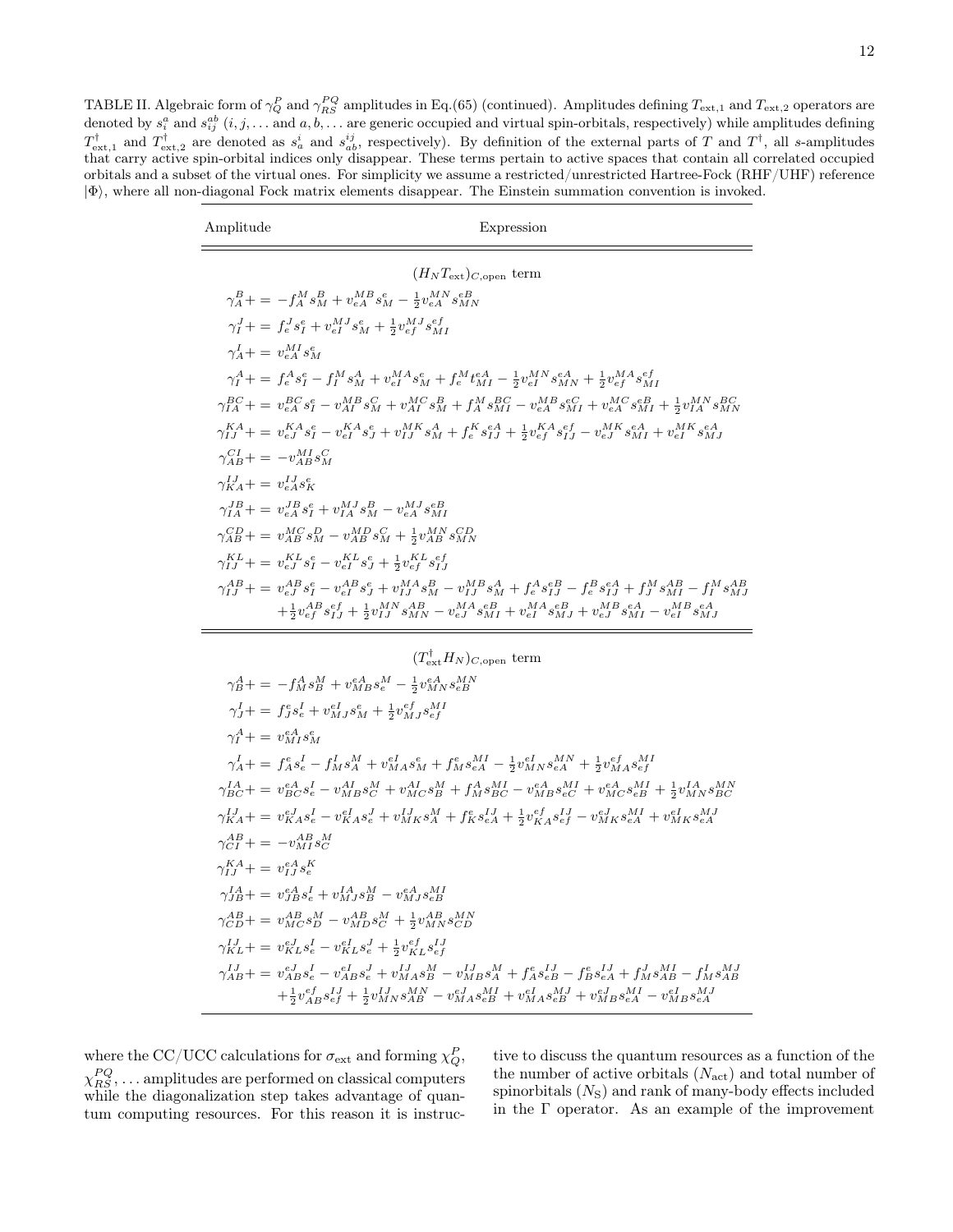TABLE II. Algebraic form of $\gamma_Q^P$ and $\gamma_{RS}^{PQ}$ amplitudes in Eq.(65) (continued). Amplitudes defining $T_{\rm ext,1}$ and $T_{\rm ext,2}$ operators are denoted by $s_i^a$ and $s_{ij}^{ab}$ ($i,j,\ldots$ and $a,b,\ldots$ are generic occupied and virtual spin-orbitals, respectively) while amplitudes defining $T_{\rm ext,1}^\dagger$ and $T_{\rm ext,2}^\dagger$ are denoted as $s_a^i$ and $s_{ab}^{ij}$, respectively). By definition of the external parts of $T$ and $T^\dagger$, all $s$-amplitudes that carry active spin-orbital indices only disappear. These terms pertain to active spaces that contain all correlated occupied orbitals and a subset of the virtual ones. For simplicity we assume a restricted/unrestricted Hartree-Fock (RHF/UHF) reference $|\Phi\rangle$, where all non-diagonal Fock matrix elements disappear. The Einstein summation convention is invoked.

| Amplitude | Expression |
|---|---|
| | $(H_N T_{\rm ext})_{C,\rm open}$ term |
| $\gamma_A^B +=$ | $-f_A^M s_M^B + v_{eA}^{MB} s_M^e - \frac{1}{2} v_{eA}^{MN} s_{MN}^{eB}$ |
| $\gamma_I^J +=$ | $f_e^J s_I^e + v_{eI}^{MJ} s_M^e + \frac{1}{2} v_{ef}^{MJ} s_{MI}^{ef}$ |
| $\gamma_A^I +=$ | $v_{eA}^{MI} s_M^e$ |
| $\gamma_I^A +=$ | $f_e^A s_I^e - f_I^M s_M^A + v_{eI}^{MA} s_M^e + f_e^M t_{MI}^{eA} - \frac{1}{2} v_{eI}^{MN} s_{MN}^{eA} + \frac{1}{2} v_{ef}^{MA} s_{MI}^{ef}$ |
| $\gamma_{IA}^{BC} +=$ | $v_{eA}^{BC} s_I^e - v_{AI}^{MB} s_M^C + v_{AI}^{MC} s_M^B + f_A^M s_{MI}^{BC} - v_{eA}^{MB} s_{MI}^{eC} + v_{eA}^{MC} s_{MI}^{eB} + \frac{1}{2} v_{IA}^{MN} s_{MN}^{BC}$ |
| $\gamma_{IJ}^{KA} +=$ | $v_{eJ}^{KA} s_I^e - v_{eI}^{KA} s_J^e + v_{IJ}^{MK} s_M^A + f_e^K s_{IJ}^{eA} + \frac{1}{2} v_{ef}^{KA} s_{IJ}^{ef} - v_{eJ}^{MK} s_{MI}^{eA} + v_{eI}^{MK} s_{MJ}^{eA}$ |
| $\gamma_{AB}^{CI} +=$ | $-v_{AB}^{MI} s_M^C$ |
| $\gamma_{KA}^{IJ} +=$ | $v_{eA}^{IJ} s_K^e$ |
| $\gamma_{IA}^{JB} +=$ | $v_{eA}^{JB} s_I^e + v_{IA}^{MJ} s_M^B - v_{eA}^{MJ} s_{MI}^{eB}$ |
| $\gamma_{AB}^{CD} +=$ | $v_{AB}^{MC} s_M^D - v_{AB}^{MD} s_M^C + \frac{1}{2} v_{AB}^{MN} s_{MN}^{CD}$ |
| $\gamma_{IJ}^{KL} +=$ | $v_{eJ}^{KL} s_I^e - v_{eI}^{KL} s_J^e + \frac{1}{2} v_{ef}^{KL} s_{IJ}^{ef}$ |
| $\gamma_{IJ}^{AB} +=$ | $v_{eJ}^{AB} s_I^e - v_{eI}^{AB} s_J^e + v_{IJ}^{MA} s_M^B - v_{IJ}^{MB} s_M^A + f_e^A s_{IJ}^{eB} - f_e^B s_{IJ}^{eA} + f_J^M s_{MI}^{AB} - f_I^M s_{MJ}^{AB}$ $+\frac{1}{2} v_{ef}^{AB} s_{IJ}^{ef} + \frac{1}{2} v_{IJ}^{MN} s_{MN}^{AB} - v_{eJ}^{MA} s_{MI}^{eB} + v_{eI}^{MA} s_{MJ}^{eB} + v_{eJ}^{MB} s_{MI}^{eA} - v_{eI}^{MB} s_{MJ}^{eA}$ |
| | $(T_{\rm ext}^\dagger H_N)_{C,\rm open}$ term |
| $\gamma_B^A +=$ | $-f_M^A s_B^M + v_{MB}^{eA} s_e^M - \frac{1}{2} v_{MN}^{eA} s_{eB}^{MN}$ |
| $\gamma_J^I +=$ | $f_J^e s_e^I + v_{MJ}^{eI} s_M^e + \frac{1}{2} v_{MJ}^{ef} s_{ef}^{MI}$ |
| $\gamma_I^A +=$ | $v_{MI}^{eA} s_M^e$ |
| $\gamma_A^I +=$ | $f_A^e s_e^I - f_M^I s_A^M + v_{MA}^{eI} s_M^e + f_M^e s_{eA}^{MI} - \frac{1}{2} v_{MN}^{eI} s_{eA}^{MN} + \frac{1}{2} v_{MA}^{ef} s_{ef}^{MI}$ |
| $\gamma_{BC}^{IA} +=$ | $v_{BC}^{eA} s_e^I - v_{MB}^{AI} s_C^M + v_{MC}^{AI} s_B^M + f_M^A s_{BC}^{MI} - v_{MB}^{eA} s_{eC}^{MI} + v_{MC}^{eA} s_{eB}^{MI} + \frac{1}{2} v_{MN}^{IA} s_{BC}^{MN}$ |
| $\gamma_{KA}^{IJ} +=$ | $v_{KA}^{eJ} s_e^I - v_{KA}^{eI} s_e^J + v_{MK}^{IJ} s_A^M + f_K^e s_{eA}^{IJ} + \frac{1}{2} v_{KA}^{ef} s_{ef}^{IJ} - v_{MK}^{eJ} s_{eA}^{MI} + v_{MK}^{eI} s_{eA}^{MJ}$ |
| $\gamma_{CI}^{AB} +=$ | $-v_{MI}^{AB} s_C^M$ |
| $\gamma_{IJ}^{KA} +=$ | $v_{IJ}^{eA} s_e^K$ |
| $\gamma_{JB}^{IA} +=$ | $v_{JB}^{eA} s_e^I + v_{MJ}^{IA} s_B^M - v_{MJ}^{eA} s_{eB}^{MI}$ |
| $\gamma_{CD}^{AB} +=$ | $v_{MC}^{AB} s_D^M - v_{MD}^{AB} s_C^M + \frac{1}{2} v_{MN}^{AB} s_{CD}^{MN}$ |
| $\gamma_{KL}^{IJ} +=$ | $v_{KL}^{eJ} s_e^I - v_{KL}^{eI} s_e^J + \frac{1}{2} v_{KL}^{ef} s_{ef}^{IJ}$ |
| $\gamma_{AB}^{IJ} +=$ | $v_{AB}^{eJ} s_e^I - v_{AB}^{eI} s_e^J + v_{MA}^{IJ} s_B^M - v_{MB}^{IJ} s_A^M + f_A^e s_{eB}^{IJ} - f_B^e s_{eA}^{IJ} + f_M^J s_{AB}^{MI} - f_M^I s_{AB}^{MJ}$ $+\frac{1}{2} v_{AB}^{ef} s_{ef}^{IJ} + \frac{1}{2} v_{MN}^{IJ} s_{AB}^{MN} - v_{MA}^{eJ} s_{eB}^{MI} + v_{MA}^{eI} s_{eB}^{MJ} + v_{MB}^{eJ} s_{eA}^{MI} - v_{MB}^{eI} s_{eA}^{MJ}$ |

where the CC/UCC calculations for $\sigma_{\rm ext}$ and forming $\chi_Q^P$, $\chi_{RS}^{PQ}$, ... amplitudes are performed on classical computers while the diagonalization step takes advantage of quantum computing resources. For this reason it is instructive to discuss the quantum resources as a function of the the number of active orbitals ($N_{\rm act}$) and total number of spinorbitals ($N_{\rm S}$) and rank of many-body effects included in the $\Gamma$ operator. As an example of the improvement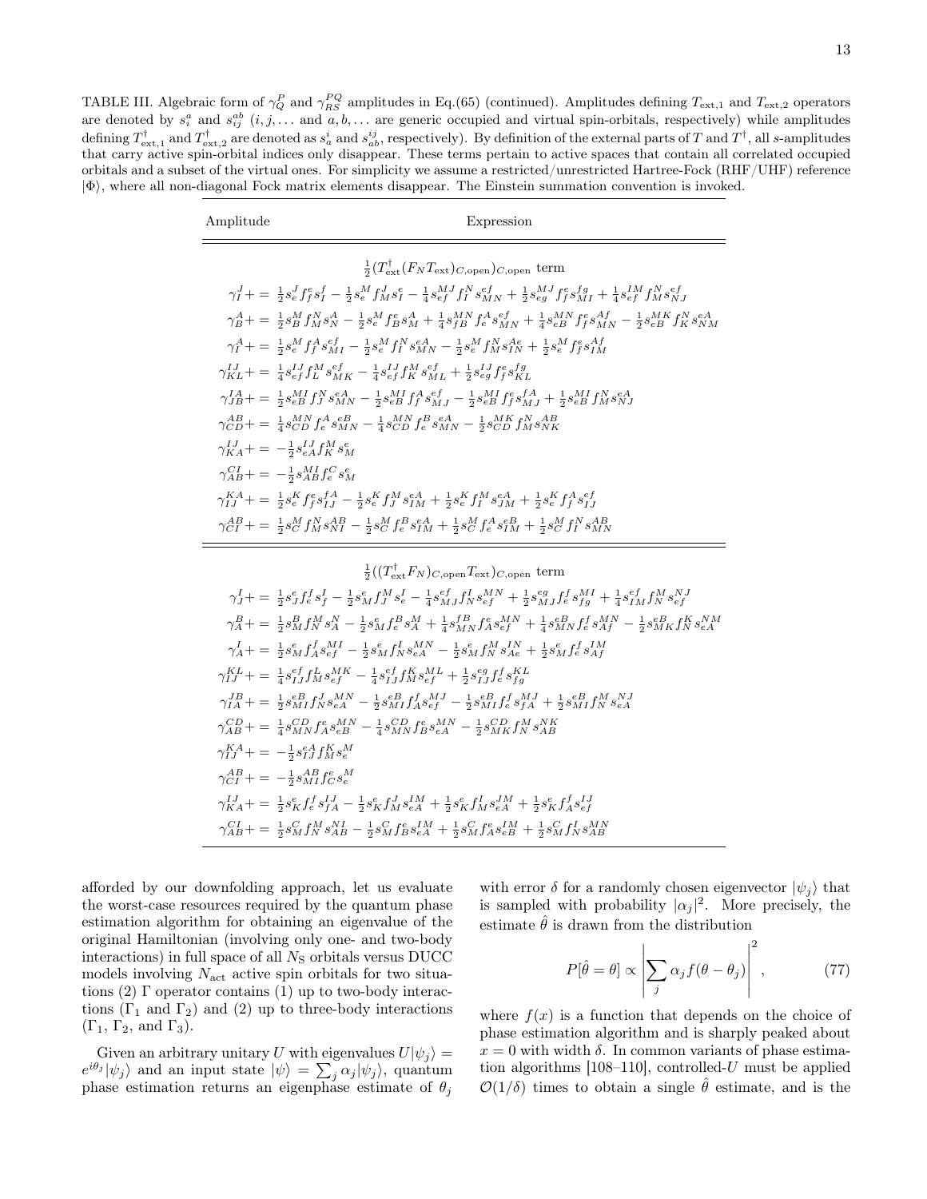TABLE III. Algebraic form of $\gamma^P_Q$ and $\gamma^{PQ}_{RS}$ amplitudes in Eq.(65) (continued). Amplitudes defining $T_{\rm ext,1}$ and $T_{\rm ext,2}$ operators are denoted by $s^a_i$ and $s^{ab}_{ij}$ ($i,j,\ldots$ and $a,b,\ldots$ are generic occupied and virtual spin-orbitals, respectively) while amplitudes defining $T^\dagger_{\rm ext,1}$ and $T^\dagger_{\rm ext,2}$ are denoted as $s^i_a$ and $s^{ij}_{ab}$, respectively). By definition of the external parts of $T$ and $T^\dagger$, all $s$-amplitudes that carry active spin-orbital indices only disappear. These terms pertain to active spaces that contain all correlated occupied orbitals and a subset of the virtual ones. For simplicity we assume a restricted/unrestricted Hartree-Fock (RHF/UHF) reference $|\Phi\rangle$, where all non-diagonal Fock matrix elements disappear. The Einstein summation convention is invoked.

| Amplitude | Expression |
|---|---|
| | $\frac{1}{2}(T^\dagger_{\rm ext}(F_N T_{\rm ext})_{C,{\rm open}})_{C,{\rm open}}$ term |
| $\gamma^J_I +=$ | $\frac{1}{2}s^J_e f^e_f s^f_I - \frac{1}{2}s^M_e f^J_M s^e_I - \frac{1}{4}s^{MJ}_{ef} f^N_I s^{ef}_{MN} + \frac{1}{2}s^{MJ}_{eg} f^e_f s^{fg}_{MI} + \frac{1}{4}s^{IM}_{ef} f^M_N s^{ef}_{NJ}$ |
| $\gamma^A_B +=$ | $\frac{1}{2}s^M_B f^N_M s^A_N - \frac{1}{2}s^M_e f^e_B s^A_M + \frac{1}{4}s^{MN}_{fB} f^A_e s^{ef}_{MN} + \frac{1}{4}s^{MN}_{eB} f^e_f s^{Af}_{MN} - \frac{1}{2}s^{MK}_{eB} f^N_K s^{eA}_{NM}$ |
| $\gamma^A_I +=$ | $\frac{1}{2}s^M_e f^A_f s^{ef}_{MI} - \frac{1}{2}s^M_e f^N_I s^{eA}_{MN} - \frac{1}{2}s^M_e f^N_M s^{Ae}_{IN} + \frac{1}{2}s^M_e f^e_f s^{Af}_{IM}$ |
| $\gamma^{IJ}_{KL} +=$ | $\frac{1}{4}s^{IJ}_{ef} f^M_L s^{ef}_{MK} - \frac{1}{4}s^{IJ}_{ef} f^M_K s^{ef}_{ML} + \frac{1}{2}s^{IJ}_{eg} f^e_f s^{fg}_{KL}$ |
| $\gamma^{IA}_{JB} +=$ | $\frac{1}{2}s^{MI}_{eB} f^N_J s^{eA}_{MN} - \frac{1}{2}s^{MI}_{eB} f^A_f s^{ef}_{MJ} - \frac{1}{2}s^{MI}_{eB} f^e_f s^{fA}_{MJ} + \frac{1}{2}s^{MI}_{eB} f^N_M s^{eA}_{NJ}$ |
| $\gamma^{AB}_{CD} +=$ | $\frac{1}{4}s^{MN}_{CD} f^A_e s^{eB}_{MN} - \frac{1}{4}s^{MN}_{CD} f^B_e s^{eA}_{MN} - \frac{1}{2}s^{MK}_{CD} f^N_M s^{AB}_{NK}$ |
| $\gamma^{IJ}_{KA} +=$ | $-\frac{1}{2}s^{IJ}_{eA} f^M_K s^e_M$ |
| $\gamma^{CI}_{AB} +=$ | $-\frac{1}{2}s^{MI}_{AB} f^C_e s^e_M$ |
| $\gamma^{KA}_{IJ} +=$ | $\frac{1}{2}s^K_e f^e_f s^{fA}_{IJ} - \frac{1}{2}s^K_e f^M_J s^{eA}_{IM} + \frac{1}{2}s^K_e f^M_I s^{eA}_{JM} + \frac{1}{2}s^K_e f^A_f s^{ef}_{IJ}$ |
| $\gamma^{AB}_{CI} +=$ | $\frac{1}{2}s^M_C f^N_M s^{AB}_{NI} - \frac{1}{2}s^M_C f^B_e s^{eA}_{IM} + \frac{1}{2}s^M_C f^A_e s^{eB}_{IM} + \frac{1}{2}s^M_C f^N_I s^{AB}_{MN}$ |
| | $\frac{1}{2}((T^\dagger_{\rm ext}F_N)_{C,{\rm open}} T_{\rm ext})_{C,{\rm open}}$ term |
| $\gamma^I_J +=$ | $\frac{1}{2}s^e_J f^f_e s^I_f - \frac{1}{2}s^e_M f^M_J s^I_e - \frac{1}{4}s^{ef}_{MJ} f^I_N s^{MN}_{ef} + \frac{1}{2}s^{eg}_{MJ} f^f_e s^{MI}_{fg} + \frac{1}{4}s^{ef}_{IM} f^M_N s^{NJ}_{ef}$ |
| $\gamma^B_A +=$ | $\frac{1}{2}s^B_M f^M_N s^N_A - \frac{1}{2}s^e_M f^B_e s^M_A + \frac{1}{4}s^{fB}_{MN} f^e_A s^{MN}_{ef} + \frac{1}{4}s^{eB}_{MN} f^f_e s^{MN}_{Af} - \frac{1}{2}s^{eB}_{MK} f^K_N s^{NM}_{eA}$ |
| $\gamma^I_A +=$ | $\frac{1}{2}s^e_M f^f_A s^{MI}_{ef} - \frac{1}{2}s^e_M f^I_N s^{MN}_{eA} - \frac{1}{2}s^e_M f^M_N s^{IN}_{Ae} + \frac{1}{2}s^e_M f^f_e s^{IM}_{Af}$ |
| $\gamma^{KL}_{IJ} +=$ | $\frac{1}{4}s^{ef}_{IJ} f^L_M s^{MK}_{ef} - \frac{1}{4}s^{ef}_{IJ} f^K_M s^{ML}_{ef} + \frac{1}{2}s^{eg}_{IJ} f^f_e s^{KL}_{fg}$ |
| $\gamma^{JB}_{IA} +=$ | $\frac{1}{2}s^{eB}_{MI} f^J_N s^{MN}_{eA} - \frac{1}{2}s^{eB}_{MI} f^f_A s^{MJ}_{ef} - \frac{1}{2}s^{eB}_{MI} f^f_e s^{MJ}_{fA} + \frac{1}{2}s^{eB}_{MI} f^M_N s^{NJ}_{eA}$ |
| $\gamma^{CD}_{AB} +=$ | $\frac{1}{4}s^{CD}_{MN} f^e_A s^{MN}_{eB} - \frac{1}{4}s^{CD}_{MN} f^e_B s^{MN}_{eA} - \frac{1}{2}s^{CD}_{MK} f^M_N s^{NK}_{AB}$ |
| $\gamma^{KA}_{IJ} +=$ | $-\frac{1}{2}s^{eA}_{IJ} f^K_M s^M_e$ |
| $\gamma^{AB}_{CI} +=$ | $-\frac{1}{2}s^{AB}_{MI} f^e_C s^M_e$ |
| $\gamma^{IJ}_{KA} +=$ | $\frac{1}{2}s^e_K f^f_e s^{IJ}_{fA} - \frac{1}{2}s^e_K f^J_M s^{IM}_{eA} + \frac{1}{2}s^e_K f^I_M s^{JM}_{eA} + \frac{1}{2}s^e_K f^f_A s^{IJ}_{ef}$ |
| $\gamma^{CI}_{AB} +=$ | $\frac{1}{2}s^C_M f^M_N s^{NI}_{AB} - \frac{1}{2}s^C_M f^e_B s^{IM}_{eA} + \frac{1}{2}s^C_M f^e_A s^{IM}_{eB} + \frac{1}{2}s^C_M f^I_N s^{MN}_{AB}$ |

afforded by our downfolding approach, let us evaluate the worst-case resources required by the quantum phase estimation algorithm for obtaining an eigenvalue of the original Hamiltonian (involving only one- and two-body interactions) in full space of all $N_{\rm S}$ orbitals versus DUCC models involving $N_{\rm act}$ active spin orbitals for two situations (2) $\Gamma$ operator contains (1) up to two-body interactions ($\Gamma_1$ and $\Gamma_2$) and (2) up to three-body interactions ($\Gamma_1$, $\Gamma_2$, and $\Gamma_3$).

Given an arbitrary unitary $U$ with eigenvalues $U|\psi_j\rangle = e^{i\theta_j}|\psi_j\rangle$ and an input state $|\psi\rangle = \sum_j \alpha_j|\psi_j\rangle$, quantum phase estimation returns an eigenphase estimate of $\theta_j$ with error $\delta$ for a randomly chosen eigenvector $|\psi_j\rangle$ that is sampled with probability $|\alpha_j|^2$. More precisely, the estimate $\hat{\theta}$ is drawn from the distribution

$$P[\hat{\theta} = \theta] \propto \left|\sum_j \alpha_j f(\theta - \theta_j)\right|^2, \qquad (77)$$

where $f(x)$ is a function that depends on the choice of phase estimation algorithm and is sharply peaked about $x = 0$ with width $\delta$. In common variants of phase estimation algorithms [108–110], controlled-$U$ must be applied $\mathcal{O}(1/\delta)$ times to obtain a single $\hat{\theta}$ estimate, and is the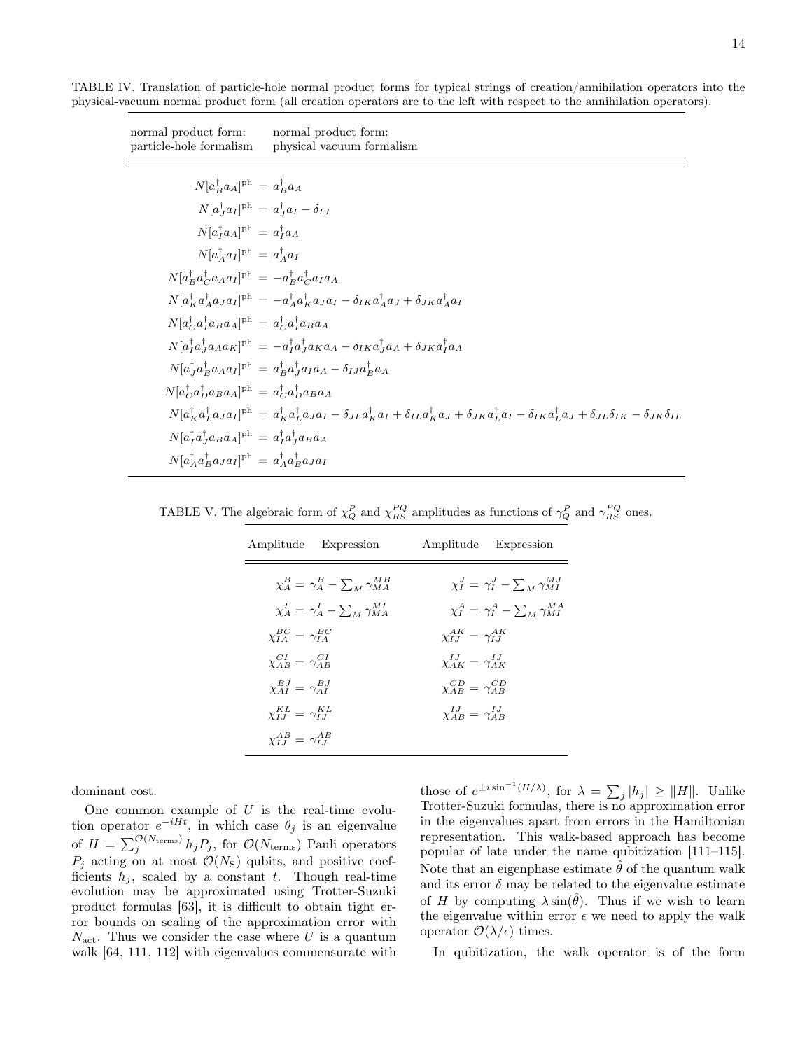TABLE IV. Translation of particle-hole normal product forms for typical strings of creation/annihilation operators into the physical-vacuum normal product form (all creation operators are to the left with respect to the annihilation operators).

| normal product form: particle-hole formalism | normal product form: physical vacuum formalism |
|---|---|
| $N[a_B^\dagger a_A]^{\rm ph}$ | $= a_B^\dagger a_A$ |
| $N[a_J^\dagger a_I]^{\rm ph}$ | $= a_J^\dagger a_I - \delta_{IJ}$ |
| $N[a_I^\dagger a_A]^{\rm ph}$ | $= a_I^\dagger a_A$ |
| $N[a_A^\dagger a_I]^{\rm ph}$ | $= a_A^\dagger a_I$ |
| $N[a_B^\dagger a_C^\dagger a_A a_I]^{\rm ph}$ | $= -a_B^\dagger a_C^\dagger a_I a_A$ |
| $N[a_K^\dagger a_A^\dagger a_J a_I]^{\rm ph}$ | $= -a_A^\dagger a_K^\dagger a_J a_I - \delta_{IK} a_A^\dagger a_J + \delta_{JK} a_A^\dagger a_I$ |
| $N[a_C^\dagger a_I^\dagger a_B a_A]^{\rm ph}$ | $= a_C^\dagger a_I^\dagger a_B a_A$ |
| $N[a_I^\dagger a_J^\dagger a_A a_K]^{\rm ph}$ | $= -a_I^\dagger a_J^\dagger a_K a_A - \delta_{IK} a_J^\dagger a_A + \delta_{JK} a_I^\dagger a_A$ |
| $N[a_J^\dagger a_B^\dagger a_A a_I]^{\rm ph}$ | $= a_B^\dagger a_J^\dagger a_I a_A - \delta_{IJ} a_B^\dagger a_A$ |
| $N[a_C^\dagger a_D^\dagger a_B a_A]^{\rm ph}$ | $= a_C^\dagger a_D^\dagger a_B a_A$ |
| $N[a_K^\dagger a_L^\dagger a_J a_I]^{\rm ph}$ | $= a_K^\dagger a_L^\dagger a_J a_I - \delta_{JL} a_K^\dagger a_I + \delta_{IL} a_K^\dagger a_J + \delta_{JK} a_L^\dagger a_I - \delta_{IK} a_L^\dagger a_J + \delta_{JL}\delta_{IK} - \delta_{JK}\delta_{IL}$ |
| $N[a_I^\dagger a_J^\dagger a_B a_A]^{\rm ph}$ | $= a_I^\dagger a_J^\dagger a_B a_A$ |
| $N[a_A^\dagger a_B^\dagger a_J a_I]^{\rm ph}$ | $= a_A^\dagger a_B^\dagger a_J a_I$ |

TABLE V. The algebraic form of $\chi_Q^P$ and $\chi_{RS}^{PQ}$ amplitudes as functions of $\gamma_Q^P$ and $\gamma_{RS}^{PQ}$ ones.

| Amplitude | Expression | Amplitude | Expression |
|---|---|---|---|
| $\chi_A^B$ | $= \gamma_A^B - \sum_M \gamma_{MA}^{MB}$ | $\chi_I^J$ | $= \gamma_I^J - \sum_M \gamma_{MI}^{MJ}$ |
| $\chi_A^I$ | $= \gamma_A^I - \sum_M \gamma_{MA}^{MI}$ | $\chi_I^A$ | $= \gamma_I^A - \sum_M \gamma_{MI}^{MA}$ |
| $\chi_{IA}^{BC}$ | $= \gamma_{IA}^{BC}$ | $\chi_{IJ}^{AK}$ | $= \gamma_{IJ}^{AK}$ |
| $\chi_{AB}^{CI}$ | $= \gamma_{AB}^{CI}$ | $\chi_{AK}^{IJ}$ | $= \gamma_{AK}^{IJ}$ |
| $\chi_{AI}^{BJ}$ | $= \gamma_{AI}^{BJ}$ | $\chi_{AB}^{CD}$ | $= \gamma_{AB}^{CD}$ |
| $\chi_{IJ}^{KL}$ | $= \gamma_{IJ}^{KL}$ | $\chi_{AB}^{IJ}$ | $= \gamma_{AB}^{IJ}$ |
| $\chi_{IJ}^{AB}$ | $= \gamma_{IJ}^{AB}$ | | |

dominant cost.

One common example of $U$ is the real-time evolution operator $e^{-iHt}$, in which case $\theta_j$ is an eigenvalue of $H = \sum_j^{\mathcal{O}(N_{\rm terms})} h_j P_j$, for $\mathcal{O}(N_{\rm terms})$ Pauli operators $P_j$ acting on at most $\mathcal{O}(N_{\rm S})$ qubits, and positive coefficients $h_j$, scaled by a constant $t$. Though real-time evolution may be approximated using Trotter-Suzuki product formulas [63], it is difficult to obtain tight error bounds on scaling of the approximation error with $N_{\rm act}$. Thus we consider the case where $U$ is a quantum walk [64, 111, 112] with eigenvalues commensurate with those of $e^{\pm i \sin^{-1}(H/\lambda)}$, for $\lambda = \sum_j |h_j| \geq \|H\|$. Unlike Trotter-Suzuki formulas, there is no approximation error in the eigenvalues apart from errors in the Hamiltonian representation. This walk-based approach has become popular of late under the name qubitization [111–115]. Note that an eigenphase estimate $\hat{\theta}$ of the quantum walk and its error $\delta$ may be related to the eigenvalue estimate of $H$ by computing $\lambda \sin(\hat{\theta})$. Thus if we wish to learn the eigenvalue within error $\epsilon$ we need to apply the walk operator $\mathcal{O}(\lambda/\epsilon)$ times.

In qubitization, the walk operator is of the form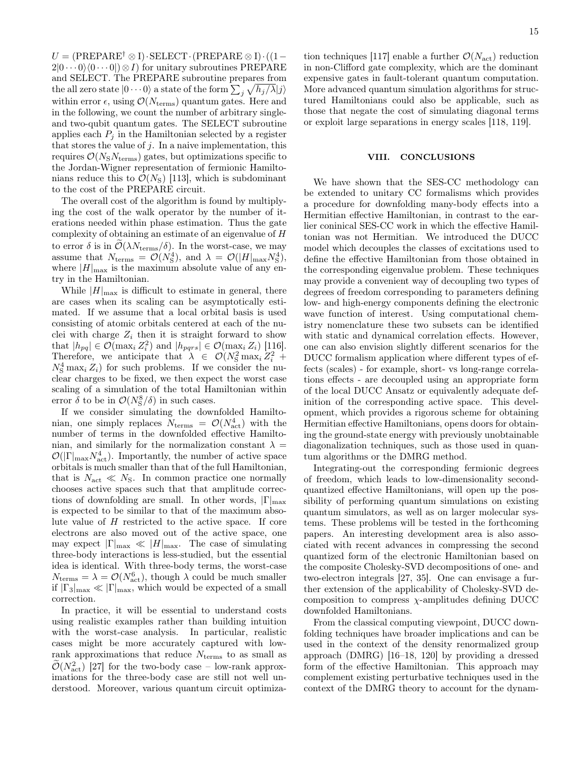$U = (\text{PREPARE}^\dagger \otimes \text{I}) \cdot \text{SELECT} \cdot (\text{PREPARE} \otimes \text{I}) \cdot ((1 - 2|0\cdots 0\rangle\langle 0\cdots 0|) \otimes I)$ for unitary subroutines PREPARE and SELECT. The PREPARE subroutine prepares from the all zero state $|0\cdots 0\rangle$ a state of the form $\sum_j \sqrt{h_j/\lambda}|j\rangle$ within error $\epsilon$, using $\mathcal{O}(N_{\text{terms}})$ quantum gates. Here and in the following, we count the number of arbitrary single- and two-qubit quantum gates. The SELECT subroutine applies each $P_j$ in the Hamiltonian selected by a register that stores the value of $j$. In a naive implementation, this requires $\mathcal{O}(N_{\text{S}} N_{\text{terms}})$ gates, but optimizations specific to the Jordan-Wigner representation of fermionic Hamiltonians reduce this to $\mathcal{O}(N_{\text{S}})$ [113], which is subdominant to the cost of the PREPARE circuit.

The overall cost of the algorithm is found by multiplying the cost of the walk operator by the number of iterations needed within phase estimation. Thus the gate complexity of obtaining an estimate of an eigenvalue of $H$ to error $\delta$ is in $\widetilde{\mathcal{O}}(\lambda N_{\text{terms}}/\delta)$. In the worst-case, we may assume that $N_{\text{terms}} = \mathcal{O}(N_{\text{S}}^4)$, and $\lambda = \mathcal{O}(|H|_{\max} N_{\text{S}}^4)$, where $|H|_{\max}$ is the maximum absolute value of any entry in the Hamiltonian.

While $|H|_{\max}$ is difficult to estimate in general, there are cases when its scaling can be asymptotically estimated. If we assume that a local orbital basis is used consisting of atomic orbitals centered at each of the nuclei with charge $Z_i$ then it is straight forward to show that $|h_{pq}| \in \mathcal{O}(\max_i Z_i^2)$ and $|h_{pqrs}| \in \mathcal{O}(\max_i Z_i)$ [116]. Therefore, we anticipate that $\lambda \in \mathcal{O}(N_{\text{S}}^2 \max_i Z_i^2 + N_{\text{S}}^4 \max_i Z_i)$ for such problems. If we consider the nuclear charges to be fixed, we then expect the worst case scaling of a simulation of the total Hamiltonian within error $\delta$ to be in $\mathcal{O}(N_{\text{S}}^8/\delta)$ in such cases.

If we consider simulating the downfolded Hamiltonian, one simply replaces $N_{\text{terms}} = \mathcal{O}(N_{\text{act}}^4)$ with the number of terms in the downfolded effective Hamiltonian, and similarly for the normalization constant $\lambda = \mathcal{O}(|\Gamma|_{\max} N_{\text{act}}^4)$. Importantly, the number of active space orbitals is much smaller than that of the full Hamiltonian, that is $N_{\text{act}} \ll N_{\text{S}}$. In common practice one normally chooses active spaces such that that amplitude corrections of downfolding are small. In other words, $|\Gamma|_{\max}$ is expected to be similar to that of the maximum absolute value of $H$ restricted to the active space. If core electrons are also moved out of the active space, one may expect $|\Gamma|_{\max} \ll |H|_{\max}$. The case of simulating three-body interactions is less-studied, but the essential idea is identical. With three-body terms, the worst-case $N_{\text{terms}} = \lambda = \mathcal{O}(N_{\text{act}}^6)$, though $\lambda$ could be much smaller if $|\Gamma_3|_{\max} \ll |\Gamma|_{\max}$, which would be expected of a small correction.

In practice, it will be essential to understand costs using realistic examples rather than building intuition with the worst-case analysis. In particular, realistic cases might be more accurately captured with low-rank approximations that reduce $N_{\text{terms}}$ to as small as $\widetilde{\mathcal{O}}(N_{\text{act}}^2)$ [27] for the two-body case – low-rank approximations for the three-body case are still not well understood. Moreover, various quantum circuit optimization techniques [117] enable a further $\mathcal{O}(N_{\text{act}})$ reduction in non-Clifford gate complexity, which are the dominant expensive gates in fault-tolerant quantum computation. More advanced quantum simulation algorithms for structured Hamiltonians could also be applicable, such as those that negate the cost of simulating diagonal terms or exploit large separations in energy scales [118, 119].

## VIII. CONCLUSIONS

We have shown that the SES-CC methodology can be extended to unitary CC formalisms which provides a procedure for downfolding many-body effects into a Hermitian effective Hamiltonian, in contrast to the earlier coninical SES-CC work in which the effective Hamiltonian was not Hermitian. We introduced the DUCC model which decouples the classes of excitations used to define the effective Hamiltonian from those obtained in the corresponding eigenvalue problem. These techniques may provide a convenient way of decoupling two types of degrees of freedom corresponding to parameters defining low- and high-energy components defining the electronic wave function of interest. Using computational chemistry nomenclature these two subsets can be identified with static and dynamical correlation effects. However, one can also envision slightly different scenarios for the DUCC formalism application where different types of effects (scales) - for example, short- vs long-range correlations effects - are decoupled using an appropriate form of the local DUCC Ansatz or equivalently adequate definition of the corresponding active space. This development, which provides a rigorous scheme for obtaining Hermitian effective Hamiltonians, opens doors for obtaining the ground-state energy with previously unobtainable diagonalization techniques, such as those used in quantum algorithms or the DMRG method.

Integrating-out the corresponding fermionic degrees of freedom, which leads to low-dimensionality second-quantized effective Hamiltonians, will open up the possibility of performing quantum simulations on existing quantum simulators, as well as on larger molecular systems. These problems will be tested in the forthcoming papers. An interesting development area is also associated with recent advances in compressing the second quantized form of the electronic Hamiltonian based on the composite Cholesky-SVD decompositions of one- and two-electron integrals [27, 35]. One can envisage a further extension of the applicability of Cholesky-SVD decomposition to compress $\chi$-amplitudes defining DUCC downfolded Hamiltonians.

From the classical computing viewpoint, DUCC downfolding techniques have broader implications and can be used in the context of the density renormalized group approach (DMRG) [16–18, 120] by providing a dressed form of the effective Hamiltonian. This approach may complement existing perturbative techniques used in the context of the DMRG theory to account for the dynam-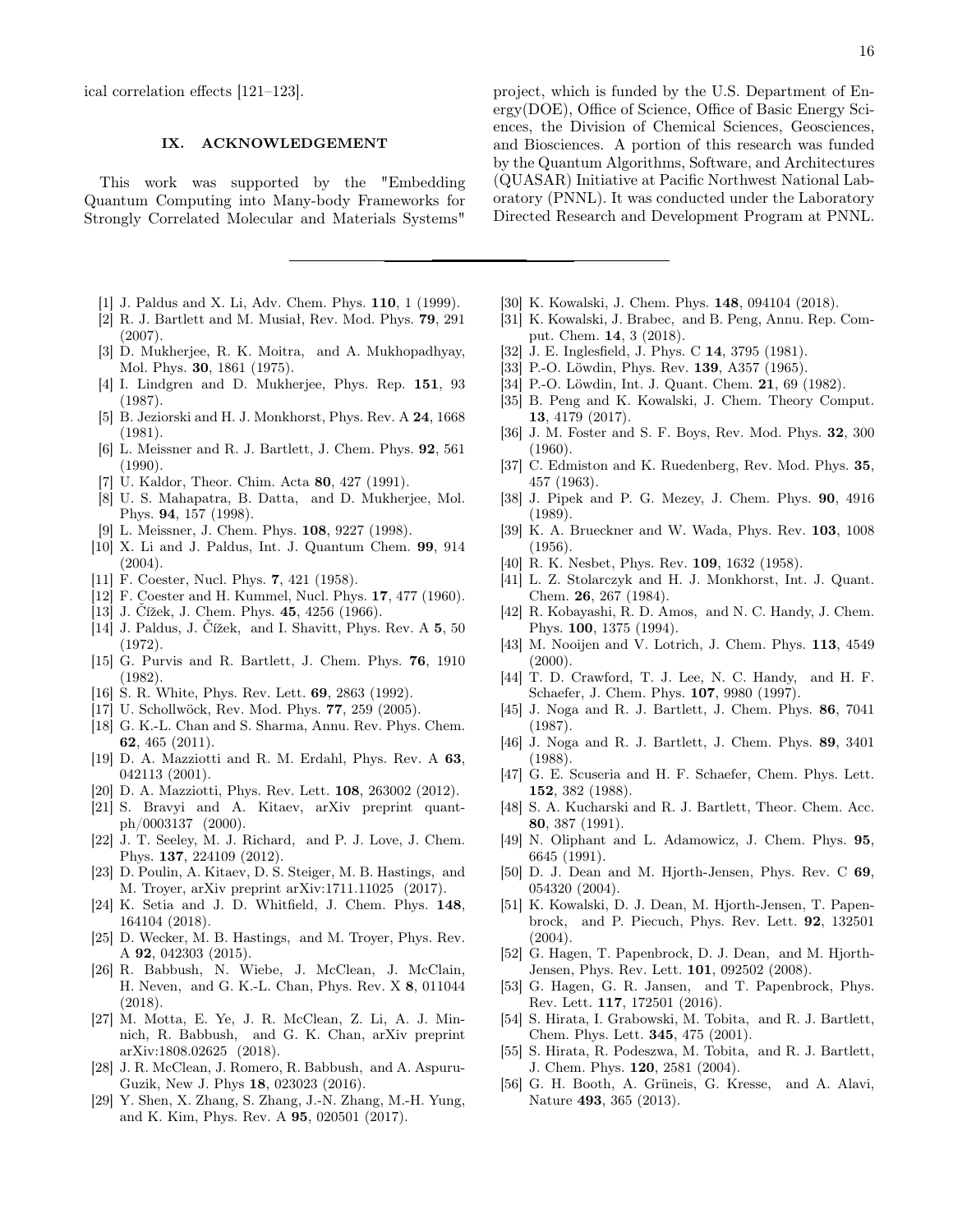ical correlation effects [121–123].

## IX. ACKNOWLEDGEMENT

This work was supported by the "Embedding Quantum Computing into Many-body Frameworks for Strongly Correlated Molecular and Materials Systems" project, which is funded by the U.S. Department of Energy(DOE), Office of Science, Office of Basic Energy Sciences, the Division of Chemical Sciences, Geosciences, and Biosciences. A portion of this research was funded by the Quantum Algorithms, Software, and Architectures (QUASAR) Initiative at Pacific Northwest National Laboratory (PNNL). It was conducted under the Laboratory Directed Research and Development Program at PNNL.

---

[1] J. Paldus and X. Li, Adv. Chem. Phys. **110**, 1 (1999).
[2] R. J. Bartlett and M. Musiał, Rev. Mod. Phys. **79**, 291 (2007).
[3] D. Mukherjee, R. K. Moitra, and A. Mukhopadhyay, Mol. Phys. **30**, 1861 (1975).
[4] I. Lindgren and D. Mukherjee, Phys. Rep. **151**, 93 (1987).
[5] B. Jeziorski and H. J. Monkhorst, Phys. Rev. A **24**, 1668 (1981).
[6] L. Meissner and R. J. Bartlett, J. Chem. Phys. **92**, 561 (1990).
[7] U. Kaldor, Theor. Chim. Acta **80**, 427 (1991).
[8] U. S. Mahapatra, B. Datta, and D. Mukherjee, Mol. Phys. **94**, 157 (1998).
[9] L. Meissner, J. Chem. Phys. **108**, 9227 (1998).
[10] X. Li and J. Paldus, Int. J. Quantum Chem. **99**, 914 (2004).
[11] F. Coester, Nucl. Phys. **7**, 421 (1958).
[12] F. Coester and H. Kummel, Nucl. Phys. **17**, 477 (1960).
[13] J. Čížek, J. Chem. Phys. **45**, 4256 (1966).
[14] J. Paldus, J. Čížek, and I. Shavitt, Phys. Rev. A **5**, 50 (1972).
[15] G. Purvis and R. Bartlett, J. Chem. Phys. **76**, 1910 (1982).
[16] S. R. White, Phys. Rev. Lett. **69**, 2863 (1992).
[17] U. Schollwöck, Rev. Mod. Phys. **77**, 259 (2005).
[18] G. K.-L. Chan and S. Sharma, Annu. Rev. Phys. Chem. **62**, 465 (2011).
[19] D. A. Mazziotti and R. M. Erdahl, Phys. Rev. A **63**, 042113 (2001).
[20] D. A. Mazziotti, Phys. Rev. Lett. **108**, 263002 (2012).
[21] S. Bravyi and A. Kitaev, arXiv preprint quant-ph/0003137 (2000).
[22] J. T. Seeley, M. J. Richard, and P. J. Love, J. Chem. Phys. **137**, 224109 (2012).
[23] D. Poulin, A. Kitaev, D. S. Steiger, M. B. Hastings, and M. Troyer, arXiv preprint arXiv:1711.11025 (2017).
[24] K. Setia and J. D. Whitfield, J. Chem. Phys. **148**, 164104 (2018).
[25] D. Wecker, M. B. Hastings, and M. Troyer, Phys. Rev. A **92**, 042303 (2015).
[26] R. Babbush, N. Wiebe, J. McClean, J. McClain, H. Neven, and G. K.-L. Chan, Phys. Rev. X **8**, 011044 (2018).
[27] M. Motta, E. Ye, J. R. McClean, Z. Li, A. J. Minnich, R. Babbush, and G. K. Chan, arXiv preprint arXiv:1808.02625 (2018).
[28] J. R. McClean, J. Romero, R. Babbush, and A. Aspuru-Guzik, New J. Phys **18**, 023023 (2016).
[29] Y. Shen, X. Zhang, S. Zhang, J.-N. Zhang, M.-H. Yung, and K. Kim, Phys. Rev. A **95**, 020501 (2017).
[30] K. Kowalski, J. Chem. Phys. **148**, 094104 (2018).
[31] K. Kowalski, J. Brabec, and B. Peng, Annu. Rep. Comput. Chem. **14**, 3 (2018).
[32] J. E. Inglesfield, J. Phys. C **14**, 3795 (1981).
[33] P.-O. Löwdin, Phys. Rev. **139**, A357 (1965).
[34] P.-O. Löwdin, Int. J. Quant. Chem. **21**, 69 (1982).
[35] B. Peng and K. Kowalski, J. Chem. Theory Comput. **13**, 4179 (2017).
[36] J. M. Foster and S. F. Boys, Rev. Mod. Phys. **32**, 300 (1960).
[37] C. Edmiston and K. Ruedenberg, Rev. Mod. Phys. **35**, 457 (1963).
[38] J. Pipek and P. G. Mezey, J. Chem. Phys. **90**, 4916 (1989).
[39] K. A. Brueckner and W. Wada, Phys. Rev. **103**, 1008 (1956).
[40] R. K. Nesbet, Phys. Rev. **109**, 1632 (1958).
[41] L. Z. Stolarczyk and H. J. Monkhorst, Int. J. Quant. Chem. **26**, 267 (1984).
[42] R. Kobayashi, R. D. Amos, and N. C. Handy, J. Chem. Phys. **100**, 1375 (1994).
[43] M. Nooijen and V. Lotrich, J. Chem. Phys. **113**, 4549 (2000).
[44] T. D. Crawford, T. J. Lee, N. C. Handy, and H. F. Schaefer, J. Chem. Phys. **107**, 9980 (1997).
[45] J. Noga and R. J. Bartlett, J. Chem. Phys. **86**, 7041 (1987).
[46] J. Noga and R. J. Bartlett, J. Chem. Phys. **89**, 3401 (1988).
[47] G. E. Scuseria and H. F. Schaefer, Chem. Phys. Lett. **152**, 382 (1988).
[48] S. A. Kucharski and R. J. Bartlett, Theor. Chem. Acc. **80**, 387 (1991).
[49] N. Oliphant and L. Adamowicz, J. Chem. Phys. **95**, 6645 (1991).
[50] D. J. Dean and M. Hjorth-Jensen, Phys. Rev. C **69**, 054320 (2004).
[51] K. Kowalski, D. J. Dean, M. Hjorth-Jensen, T. Papenbrock, and P. Piecuch, Phys. Rev. Lett. **92**, 132501 (2004).
[52] G. Hagen, T. Papenbrock, D. J. Dean, and M. Hjorth-Jensen, Phys. Rev. Lett. **101**, 092502 (2008).
[53] G. Hagen, G. R. Jansen, and T. Papenbrock, Phys. Rev. Lett. **117**, 172501 (2016).
[54] S. Hirata, I. Grabowski, M. Tobita, and R. J. Bartlett, Chem. Phys. Lett. **345**, 475 (2001).
[55] S. Hirata, R. Podeszwa, M. Tobita, and R. J. Bartlett, J. Chem. Phys. **120**, 2581 (2004).
[56] G. H. Booth, A. Grüneis, G. Kresse, and A. Alavi, Nature **493**, 365 (2013).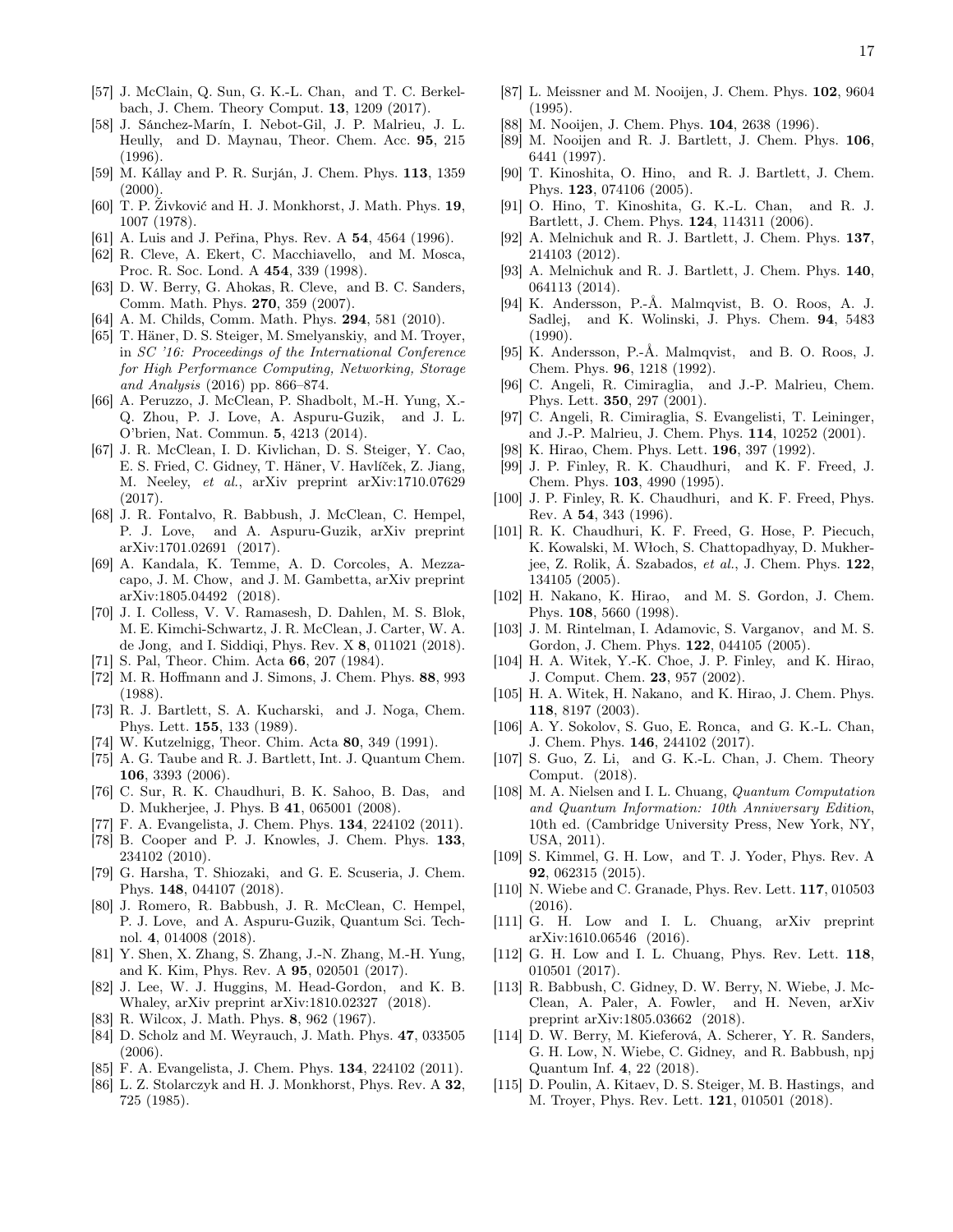[57] J. McClain, Q. Sun, G. K.-L. Chan, and T. C. Berkelbach, J. Chem. Theory Comput. **13**, 1209 (2017).

[58] J. Sánchez-Marín, I. Nebot-Gil, J. P. Malrieu, J. L. Heully, and D. Maynau, Theor. Chem. Acc. **95**, 215 (1996).

[59] M. Kállay and P. R. Surján, J. Chem. Phys. **113**, 1359 (2000).

[60] T. P. Živković and H. J. Monkhorst, J. Math. Phys. **19**, 1007 (1978).

[61] A. Luis and J. Peřina, Phys. Rev. A **54**, 4564 (1996).

[62] R. Cleve, A. Ekert, C. Macchiavello, and M. Mosca, Proc. R. Soc. Lond. A **454**, 339 (1998).

[63] D. W. Berry, G. Ahokas, R. Cleve, and B. C. Sanders, Comm. Math. Phys. **270**, 359 (2007).

[64] A. M. Childs, Comm. Math. Phys. **294**, 581 (2010).

[65] T. Häner, D. S. Steiger, M. Smelyanskiy, and M. Troyer, in *SC '16: Proceedings of the International Conference for High Performance Computing, Networking, Storage and Analysis* (2016) pp. 866–874.

[66] A. Peruzzo, J. McClean, P. Shadbolt, M.-H. Yung, X.-Q. Zhou, P. J. Love, A. Aspuru-Guzik, and J. L. O'brien, Nat. Commun. **5**, 4213 (2014).

[67] J. R. McClean, I. D. Kivlichan, D. S. Steiger, Y. Cao, E. S. Fried, C. Gidney, T. Häner, V. Havlíček, Z. Jiang, M. Neeley, *et al.*, arXiv preprint arXiv:1710.07629 (2017).

[68] J. R. Fontalvo, R. Babbush, J. McClean, C. Hempel, P. J. Love, and A. Aspuru-Guzik, arXiv preprint arXiv:1701.02691 (2017).

[69] A. Kandala, K. Temme, A. D. Corcoles, A. Mezzacapo, J. M. Chow, and J. M. Gambetta, arXiv preprint arXiv:1805.04492 (2018).

[70] J. I. Colless, V. V. Ramasesh, D. Dahlen, M. S. Blok, M. E. Kimchi-Schwartz, J. R. McClean, J. Carter, W. A. de Jong, and I. Siddiqi, Phys. Rev. X **8**, 011021 (2018).

[71] S. Pal, Theor. Chim. Acta **66**, 207 (1984).

[72] M. R. Hoffmann and J. Simons, J. Chem. Phys. **88**, 993 (1988).

[73] R. J. Bartlett, S. A. Kucharski, and J. Noga, Chem. Phys. Lett. **155**, 133 (1989).

[74] W. Kutzelnigg, Theor. Chim. Acta **80**, 349 (1991).

[75] A. G. Taube and R. J. Bartlett, Int. J. Quantum Chem. **106**, 3393 (2006).

[76] C. Sur, R. K. Chaudhuri, B. K. Sahoo, B. Das, and D. Mukherjee, J. Phys. B **41**, 065001 (2008).

[77] F. A. Evangelista, J. Chem. Phys. **134**, 224102 (2011).

[78] B. Cooper and P. J. Knowles, J. Chem. Phys. **133**, 234102 (2010).

[79] G. Harsha, T. Shiozaki, and G. E. Scuseria, J. Chem. Phys. **148**, 044107 (2018).

[80] J. Romero, R. Babbush, J. R. McClean, C. Hempel, P. J. Love, and A. Aspuru-Guzik, Quantum Sci. Technol. **4**, 014008 (2018).

[81] Y. Shen, X. Zhang, S. Zhang, J.-N. Zhang, M.-H. Yung, and K. Kim, Phys. Rev. A **95**, 020501 (2017).

[82] J. Lee, W. J. Huggins, M. Head-Gordon, and K. B. Whaley, arXiv preprint arXiv:1810.02327 (2018).

[83] R. Wilcox, J. Math. Phys. **8**, 962 (1967).

[84] D. Scholz and M. Weyrauch, J. Math. Phys. **47**, 033505 (2006).

[85] F. A. Evangelista, J. Chem. Phys. **134**, 224102 (2011).

[86] L. Z. Stolarczyk and H. J. Monkhorst, Phys. Rev. A **32**, 725 (1985).

[87] L. Meissner and M. Nooijen, J. Chem. Phys. **102**, 9604 (1995).

[88] M. Nooijen, J. Chem. Phys. **104**, 2638 (1996).

[89] M. Nooijen and R. J. Bartlett, J. Chem. Phys. **106**, 6441 (1997).

[90] T. Kinoshita, O. Hino, and R. J. Bartlett, J. Chem. Phys. **123**, 074106 (2005).

[91] O. Hino, T. Kinoshita, G. K.-L. Chan, and R. J. Bartlett, J. Chem. Phys. **124**, 114311 (2006).

[92] A. Melnichuk and R. J. Bartlett, J. Chem. Phys. **137**, 214103 (2012).

[93] A. Melnichuk and R. J. Bartlett, J. Chem. Phys. **140**, 064113 (2014).

[94] K. Andersson, P.-Å. Malmqvist, B. O. Roos, A. J. Sadlej, and K. Wolinski, J. Phys. Chem. **94**, 5483 (1990).

[95] K. Andersson, P.-Å. Malmqvist, and B. O. Roos, J. Chem. Phys. **96**, 1218 (1992).

[96] C. Angeli, R. Cimiraglia, and J.-P. Malrieu, Chem. Phys. Lett. **350**, 297 (2001).

[97] C. Angeli, R. Cimiraglia, S. Evangelisti, T. Leininger, and J.-P. Malrieu, J. Chem. Phys. **114**, 10252 (2001).

[98] K. Hirao, Chem. Phys. Lett. **196**, 397 (1992).

[99] J. P. Finley, R. K. Chaudhuri, and K. F. Freed, J. Chem. Phys. **103**, 4990 (1995).

[100] J. P. Finley, R. K. Chaudhuri, and K. F. Freed, Phys. Rev. A **54**, 343 (1996).

[101] R. K. Chaudhuri, K. F. Freed, G. Hose, P. Piecuch, K. Kowalski, M. Włoch, S. Chattopadhyay, D. Mukherjee, Z. Rolik, Á. Szabados, *et al.*, J. Chem. Phys. **122**, 134105 (2005).

[102] H. Nakano, K. Hirao, and M. S. Gordon, J. Chem. Phys. **108**, 5660 (1998).

[103] J. M. Rintelman, I. Adamovic, S. Varganov, and M. S. Gordon, J. Chem. Phys. **122**, 044105 (2005).

[104] H. A. Witek, Y.-K. Choe, J. P. Finley, and K. Hirao, J. Comput. Chem. **23**, 957 (2002).

[105] H. A. Witek, H. Nakano, and K. Hirao, J. Chem. Phys. **118**, 8197 (2003).

[106] A. Y. Sokolov, S. Guo, E. Ronca, and G. K.-L. Chan, J. Chem. Phys. **146**, 244102 (2017).

[107] S. Guo, Z. Li, and G. K.-L. Chan, J. Chem. Theory Comput. (2018).

[108] M. A. Nielsen and I. L. Chuang, *Quantum Computation and Quantum Information: 10th Anniversary Edition*, 10th ed. (Cambridge University Press, New York, NY, USA, 2011).

[109] S. Kimmel, G. H. Low, and T. J. Yoder, Phys. Rev. A **92**, 062315 (2015).

[110] N. Wiebe and C. Granade, Phys. Rev. Lett. **117**, 010503 (2016).

[111] G. H. Low and I. L. Chuang, arXiv preprint arXiv:1610.06546 (2016).

[112] G. H. Low and I. L. Chuang, Phys. Rev. Lett. **118**, 010501 (2017).

[113] R. Babbush, C. Gidney, D. W. Berry, N. Wiebe, J. McClean, A. Paler, A. Fowler, and H. Neven, arXiv preprint arXiv:1805.03662 (2018).

[114] D. W. Berry, M. Kieferová, A. Scherer, Y. R. Sanders, G. H. Low, N. Wiebe, C. Gidney, and R. Babbush, npj Quantum Inf. **4**, 22 (2018).

[115] D. Poulin, A. Kitaev, D. S. Steiger, M. B. Hastings, and M. Troyer, Phys. Rev. Lett. **121**, 010501 (2018).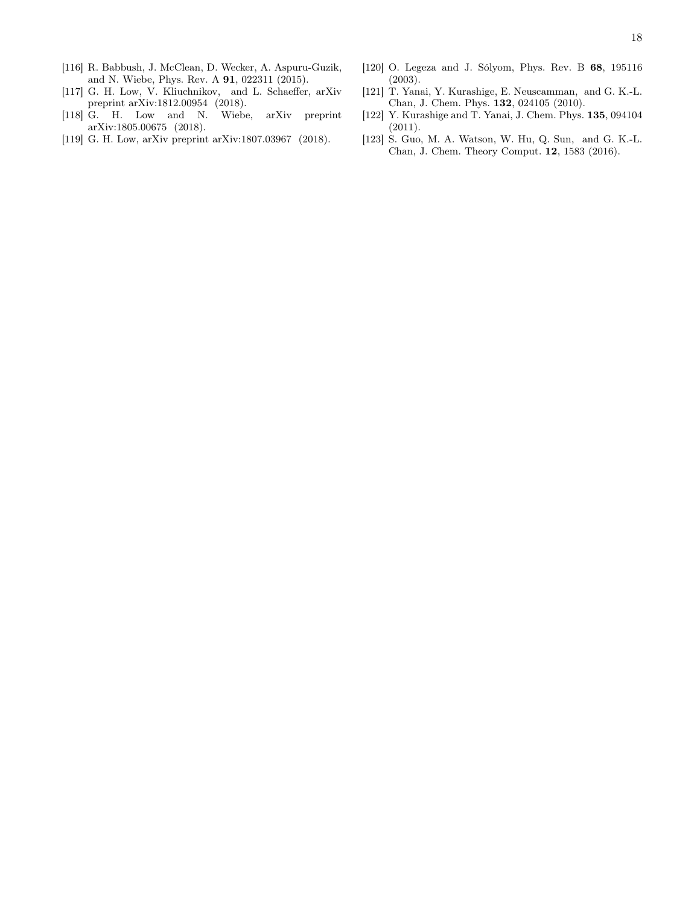[116] R. Babbush, J. McClean, D. Wecker, A. Aspuru-Guzik, and N. Wiebe, Phys. Rev. A **91**, 022311 (2015).

[117] G. H. Low, V. Kliuchnikov, and L. Schaeffer, arXiv preprint arXiv:1812.00954 (2018).

[118] G. H. Low and N. Wiebe, arXiv preprint arXiv:1805.00675 (2018).

[119] G. H. Low, arXiv preprint arXiv:1807.03967 (2018).

[120] O. Legeza and J. Sólyom, Phys. Rev. B **68**, 195116 (2003).

[121] T. Yanai, Y. Kurashige, E. Neuscamman, and G. K.-L. Chan, J. Chem. Phys. **132**, 024105 (2010).

[122] Y. Kurashige and T. Yanai, J. Chem. Phys. **135**, 094104 (2011).

[123] S. Guo, M. A. Watson, W. Hu, Q. Sun, and G. K.-L. Chan, J. Chem. Theory Comput. **12**, 1583 (2016).